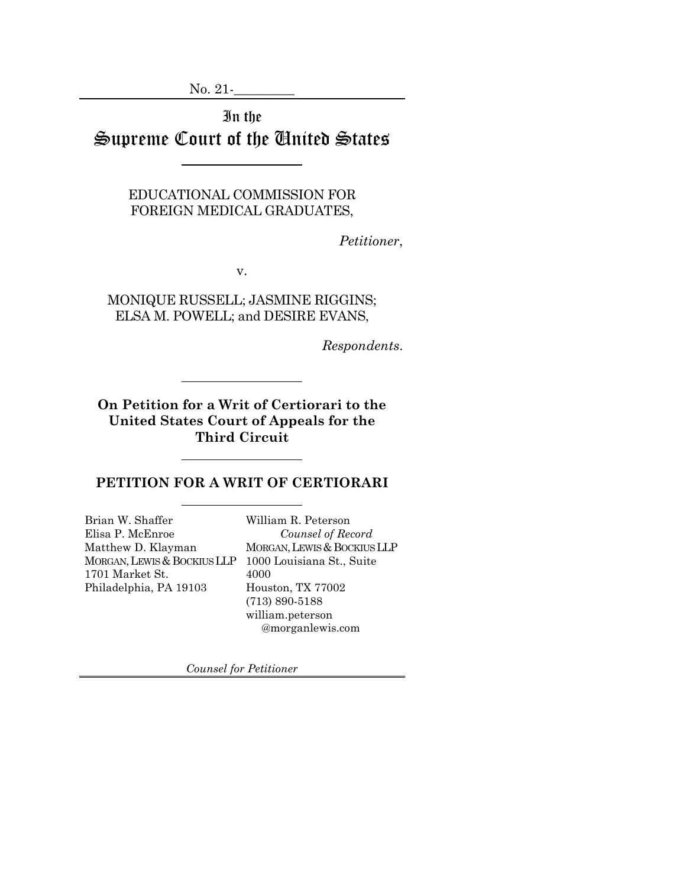No. 21-_________

# In the Supreme Court of the United States

EDUCATIONAL COMMISSION FOR FOREIGN MEDICAL GRADUATES,

*Petitioner*,

v.

MONIQUE RUSSELL; JASMINE RIGGINS; ELSA M. POWELL; and DESIRE EVANS,

*Respondents*.

**On Petition for a Writ of Certiorari to the United States Court of Appeals for the Third Circuit**

## PETITION FOR A WRIT OF CERTIORARI

Brian W. Shaffer
Elisa P. McEnroe
Matthew D. Klayman
MORGAN, LEWIS & BOCKIUS LLP
1701 Market St.
Philadelphia, PA 19103

William R. Peterson
*Counsel of Record*
MORGAN, LEWIS & BOCKIUS LLP
1000 Louisiana St., Suite 4000
Houston, TX 77002
(713) 890-5188
william.peterson@morganlewis.com

*Counsel for Petitioner*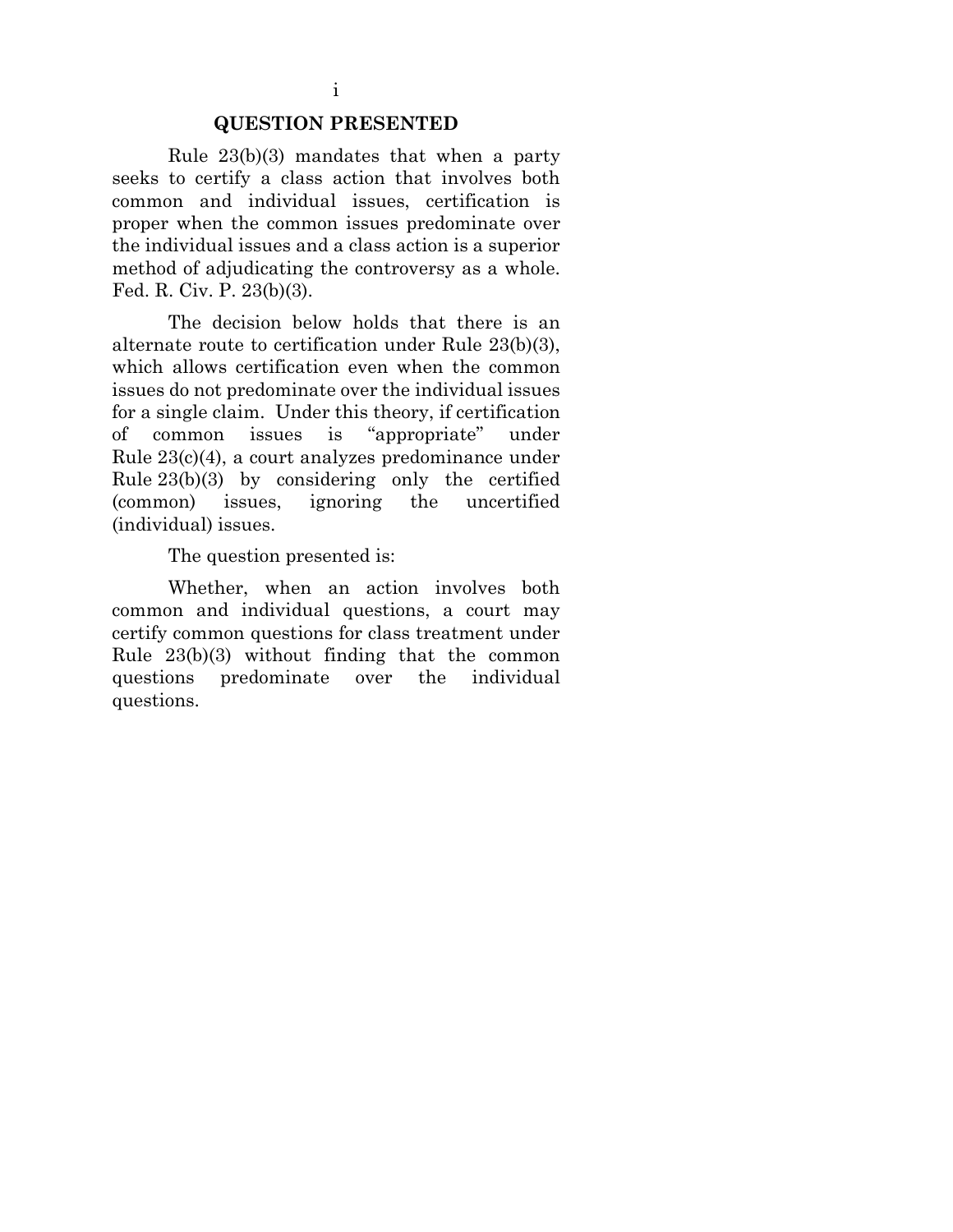## QUESTION PRESENTED

Rule 23(b)(3) mandates that when a party seeks to certify a class action that involves both common and individual issues, certification is proper when the common issues predominate over the individual issues and a class action is a superior method of adjudicating the controversy as a whole. Fed. R. Civ. P. 23(b)(3).

The decision below holds that there is an alternate route to certification under Rule 23(b)(3), which allows certification even when the common issues do not predominate over the individual issues for a single claim. Under this theory, if certification of common issues is "appropriate" under Rule 23(c)(4), a court analyzes predominance under Rule 23(b)(3) by considering only the certified (common) issues, ignoring the uncertified (individual) issues.

The question presented is:

Whether, when an action involves both common and individual questions, a court may certify common questions for class treatment under Rule 23(b)(3) without finding that the common questions predominate over the individual questions.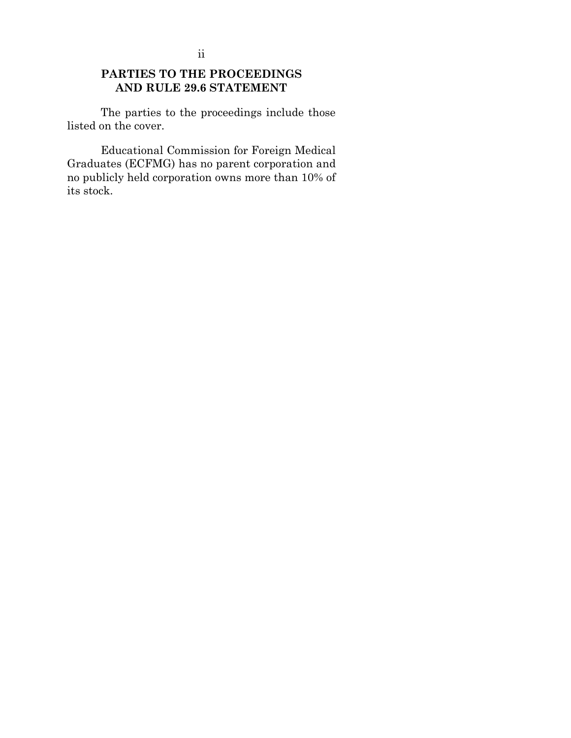## PARTIES TO THE PROCEEDINGS AND RULE 29.6 STATEMENT

The parties to the proceedings include those listed on the cover.

Educational Commission for Foreign Medical Graduates (ECFMG) has no parent corporation and no publicly held corporation owns more than 10% of its stock.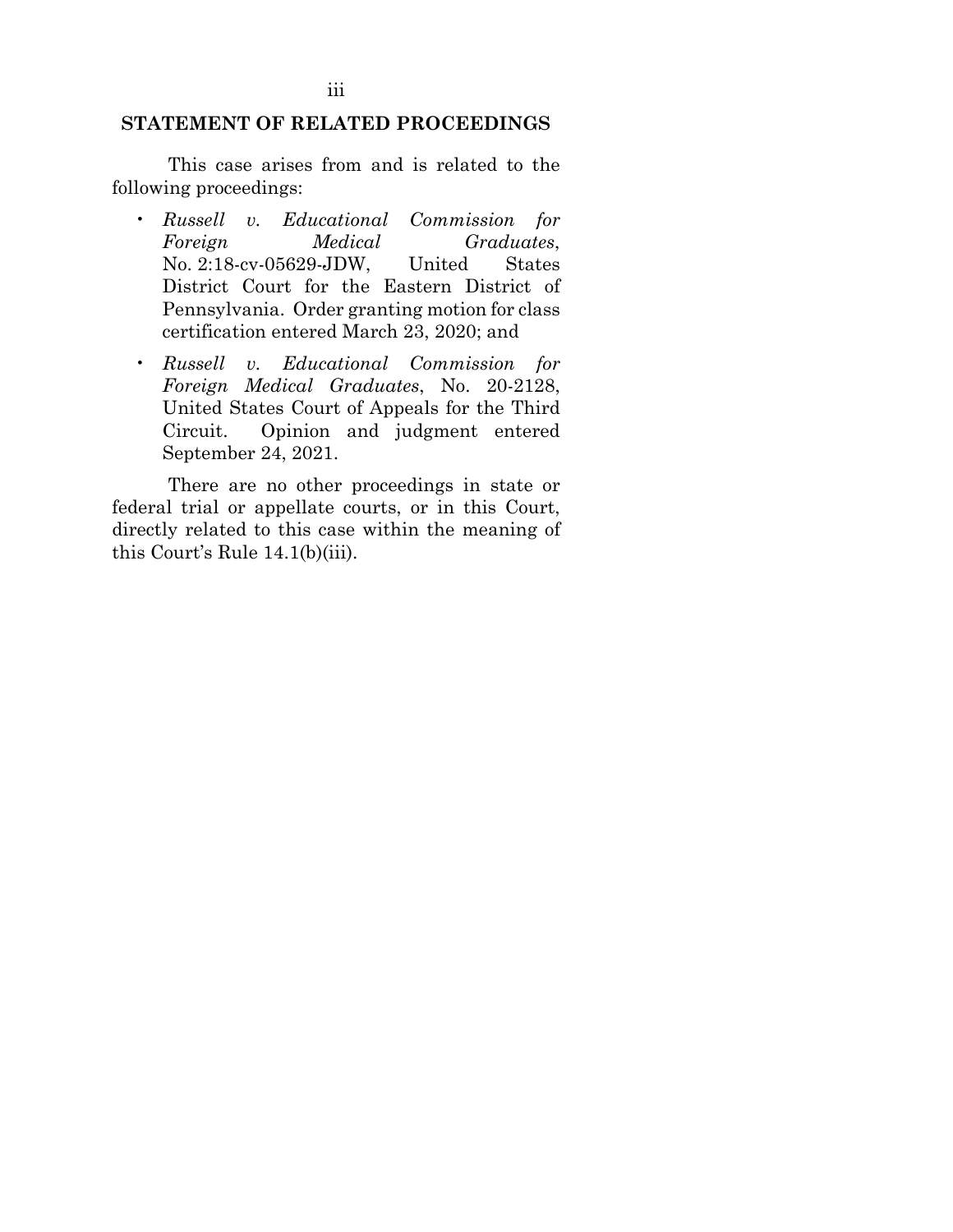## STATEMENT OF RELATED PROCEEDINGS

This case arises from and is related to the following proceedings:

- *Russell v. Educational Commission for Foreign Medical Graduates*, No. 2:18-cv-05629-JDW, United States District Court for the Eastern District of Pennsylvania. Order granting motion for class certification entered March 23, 2020; and
- *Russell v. Educational Commission for Foreign Medical Graduates*, No. 20-2128, United States Court of Appeals for the Third Circuit. Opinion and judgment entered September 24, 2021.

There are no other proceedings in state or federal trial or appellate courts, or in this Court, directly related to this case within the meaning of this Court's Rule 14.1(b)(iii).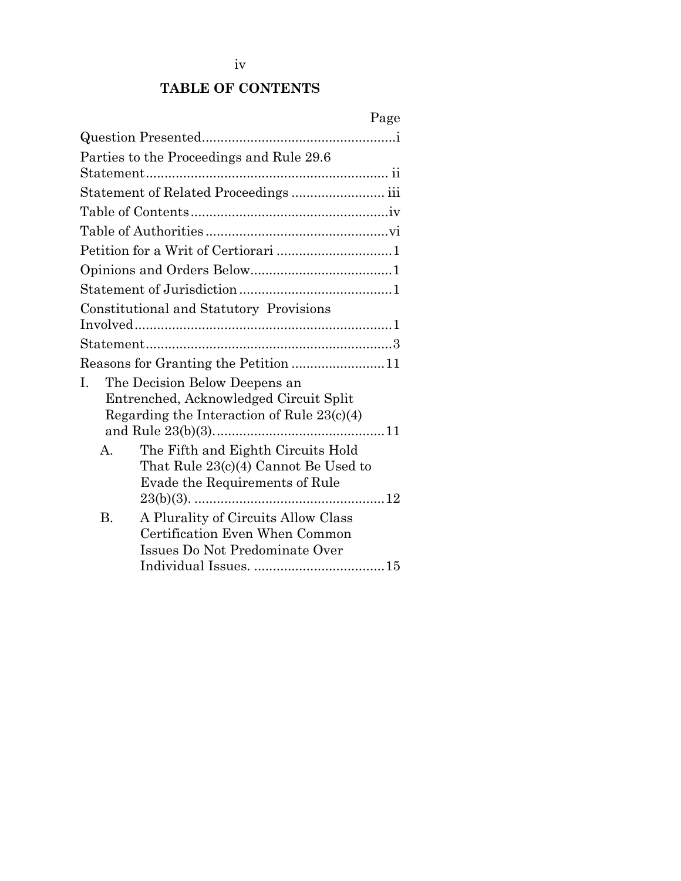## TABLE OF CONTENTS

| | Page |
|---|---|
| Question Presented | i |
| Parties to the Proceedings and Rule 29.6 Statement | ii |
| Statement of Related Proceedings | iii |
| Table of Contents | iv |
| Table of Authorities | vi |
| Petition for a Writ of Certiorari | 1 |
| Opinions and Orders Below | 1 |
| Statement of Jurisdiction | 1 |
| Constitutional and Statutory Provisions Involved | 1 |
| Statement | 3 |
| Reasons for Granting the Petition | 11 |
| I. The Decision Below Deepens an Entrenched, Acknowledged Circuit Split Regarding the Interaction of Rule 23(c)(4) and Rule 23(b)(3). | 11 |
| A. The Fifth and Eighth Circuits Hold That Rule 23(c)(4) Cannot Be Used to Evade the Requirements of Rule 23(b)(3). | 12 |
| B. A Plurality of Circuits Allow Class Certification Even When Common Issues Do Not Predominate Over Individual Issues. | 15 |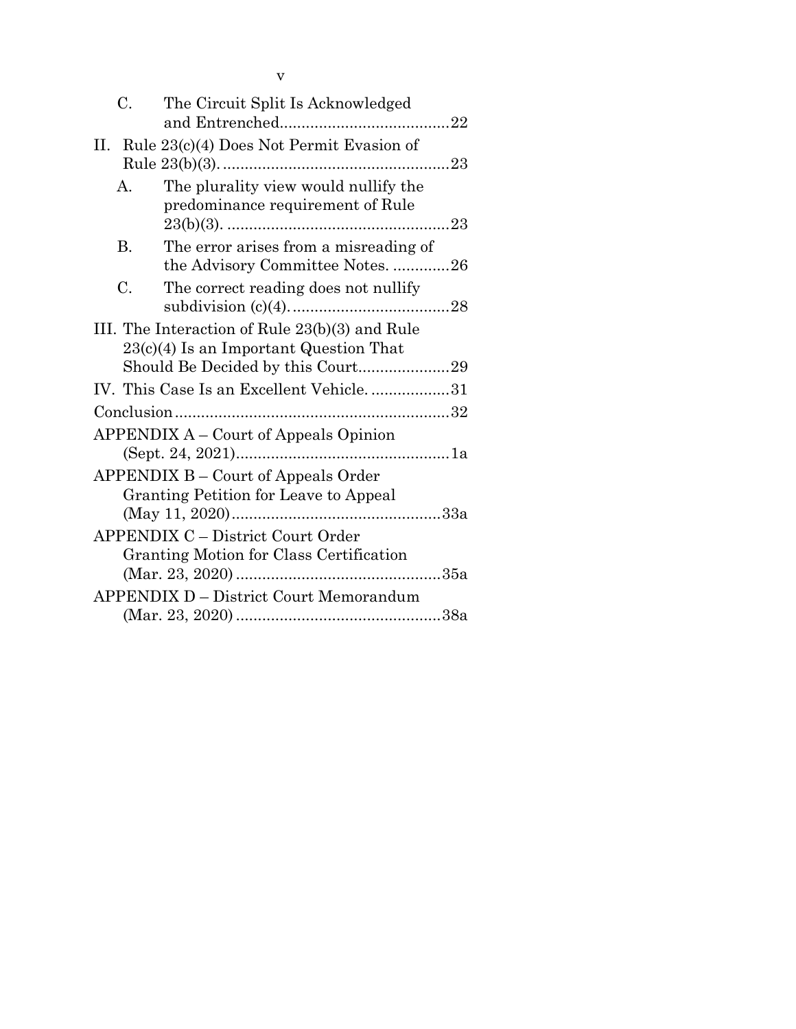- C. The Circuit Split Is Acknowledged and Entrenched......................................22
- II. Rule 23(c)(4) Does Not Permit Evasion of Rule 23(b)(3)....................................................23
  - A. The plurality view would nullify the predominance requirement of Rule 23(b)(3). ...................................................23
  - B. The error arises from a misreading of the Advisory Committee Notes. .............26
  - C. The correct reading does not nullify subdivision (c)(4). ...................................28
- III. The Interaction of Rule 23(b)(3) and Rule 23(c)(4) Is an Important Question That Should Be Decided by this Court.....................29
- IV. This Case Is an Excellent Vehicle. ..................31
- Conclusion..............................................................32
- APPENDIX A – Court of Appeals Opinion (Sept. 24, 2021).................................................1a
- APPENDIX B – Court of Appeals Order Granting Petition for Leave to Appeal (May 11, 2020)................................................33a
- APPENDIX C – District Court Order Granting Motion for Class Certification (Mar. 23, 2020) ...............................................35a
- APPENDIX D – District Court Memorandum (Mar. 23, 2020) ...............................................38a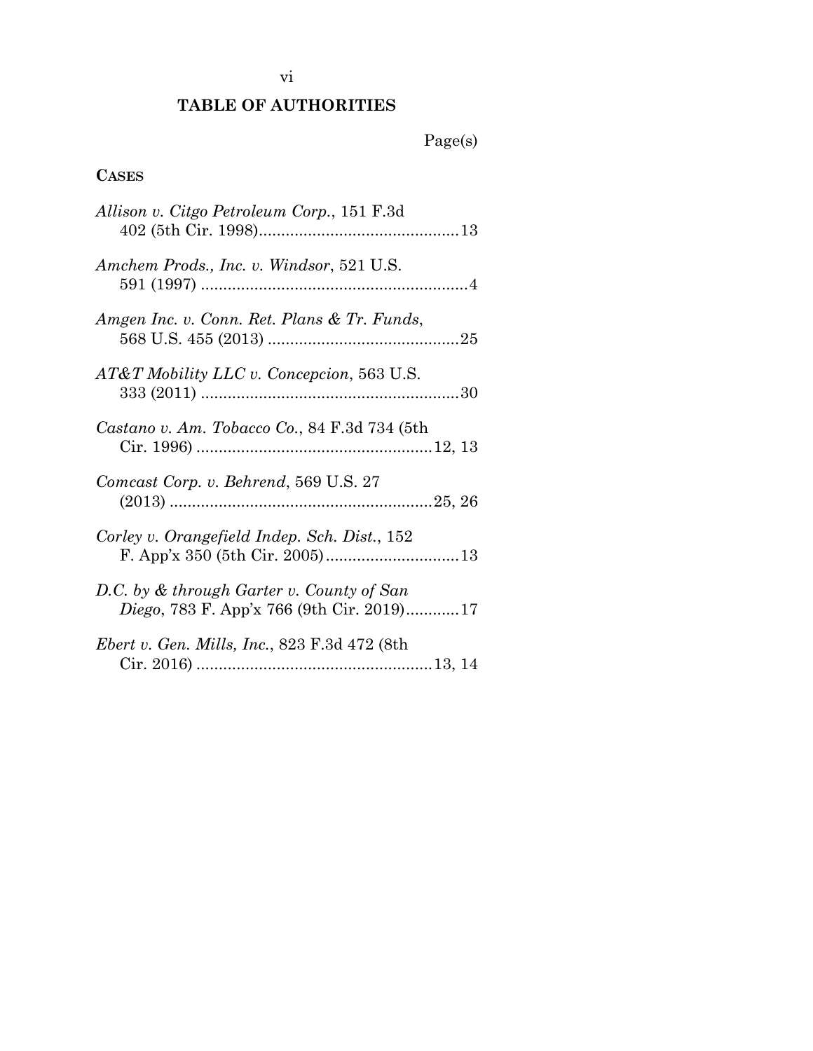## TABLE OF AUTHORITIES

Page(s)

**CASES**

*Allison v. Citgo Petroleum Corp.*, 151 F.3d 402 (5th Cir. 1998) .............................................13

*Amchem Prods., Inc. v. Windsor*, 521 U.S. 591 (1997) ............................................................4

*Amgen Inc. v. Conn. Ret. Plans & Tr. Funds*, 568 U.S. 455 (2013) ...........................................25

*AT&T Mobility LLC v. Concepcion*, 563 U.S. 333 (2011) ..........................................................30

*Castano v. Am. Tobacco Co.*, 84 F.3d 734 (5th Cir. 1996) .....................................................12, 13

*Comcast Corp. v. Behrend*, 569 U.S. 27 (2013) ..........................................................25, 26

*Corley v. Orangefield Indep. Sch. Dist.*, 152 F. App'x 350 (5th Cir. 2005)..............................13

*D.C. by & through Garter v. County of San Diego*, 783 F. App'x 766 (9th Cir. 2019)............17

*Ebert v. Gen. Mills, Inc.*, 823 F.3d 472 (8th Cir. 2016) .....................................................13, 14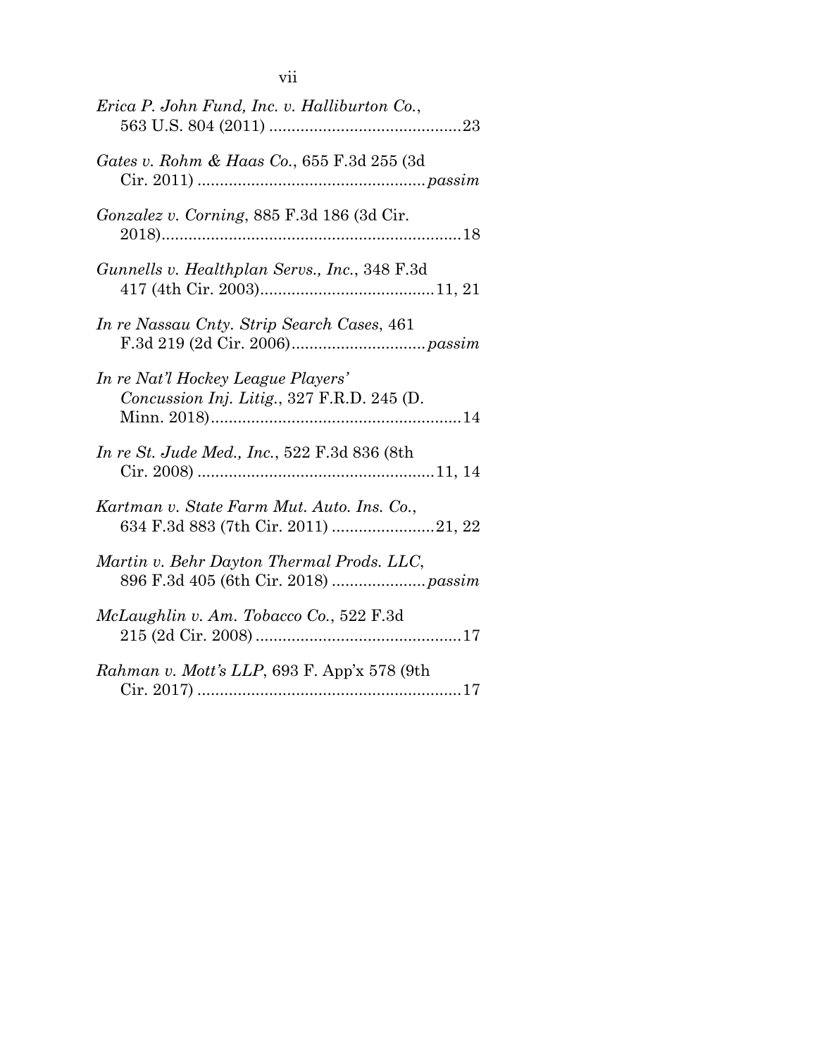*Erica P. John Fund, Inc. v. Halliburton Co.*, 563 U.S. 804 (2011) ..........................................23

*Gates v. Rohm & Haas Co.*, 655 F.3d 255 (3d Cir. 2011) ..................................................*passim*

*Gonzalez v. Corning*, 885 F.3d 186 (3d Cir. 2018)..................................................................18

*Gunnells v. Healthplan Servs., Inc.*, 348 F.3d 417 (4th Cir. 2003).......................................11, 21

*In re Nassau Cnty. Strip Search Cases*, 461 F.3d 219 (2d Cir. 2006).............................*passim*

*In re Nat'l Hockey League Players' Concussion Inj. Litig.*, 327 F.R.D. 245 (D. Minn. 2018)........................................................14

*In re St. Jude Med., Inc.*, 522 F.3d 836 (8th Cir. 2008) .....................................................11, 14

*Kartman v. State Farm Mut. Auto. Ins. Co.*, 634 F.3d 883 (7th Cir. 2011) .......................21, 22

*Martin v. Behr Dayton Thermal Prods. LLC*, 896 F.3d 405 (6th Cir. 2018) .....................*passim*

*McLaughlin v. Am. Tobacco Co.*, 522 F.3d 215 (2d Cir. 2008) ..............................................17

*Rahman v. Mott's LLP*, 693 F. App'x 578 (9th Cir. 2017) ..........................................................17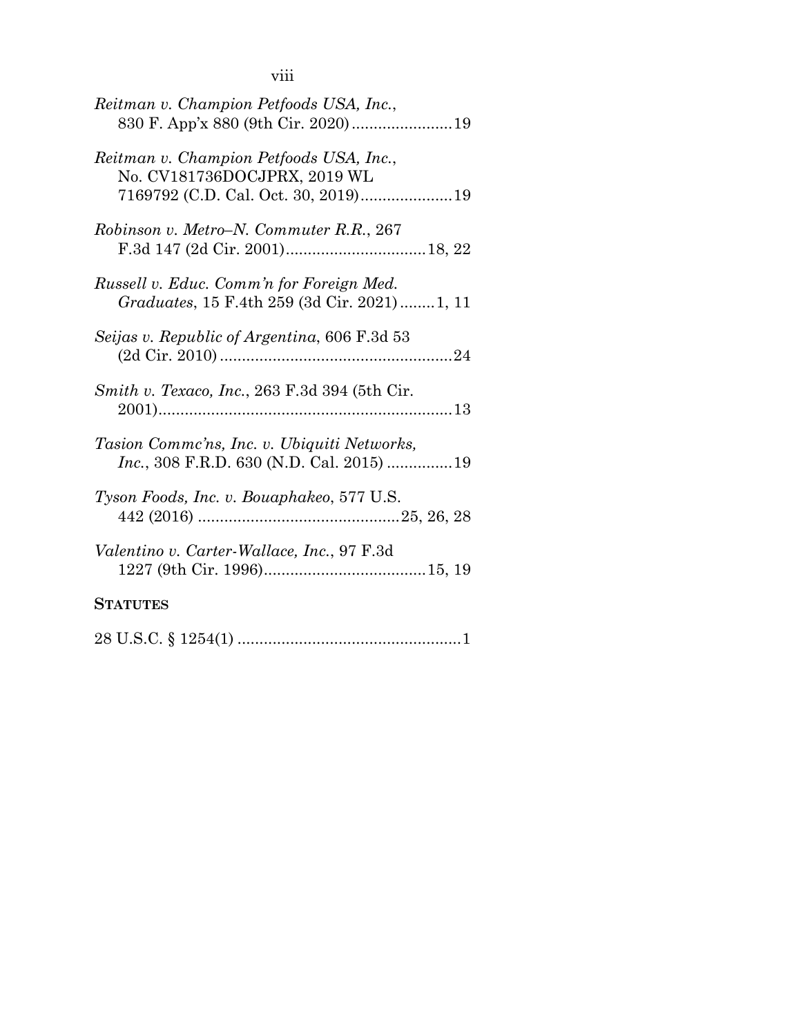*Reitman v. Champion Petfoods USA, Inc.*, 830 F. App'x 880 (9th Cir. 2020) ....................... 19

*Reitman v. Champion Petfoods USA, Inc.*, No. CV181736DOCJPRX, 2019 WL 7169792 (C.D. Cal. Oct. 30, 2019) ..................... 19

*Robinson v. Metro–N. Commuter R.R.*, 267 F.3d 147 (2d Cir. 2001) ................................ 18, 22

*Russell v. Educ. Comm'n for Foreign Med. Graduates*, 15 F.4th 259 (3d Cir. 2021) ........ 1, 11

*Seijas v. Republic of Argentina*, 606 F.3d 53 (2d Cir. 2010) ..................................................... 24

*Smith v. Texaco, Inc.*, 263 F.3d 394 (5th Cir. 2001) ................................................................... 13

*Tasion Commc'ns, Inc. v. Ubiquiti Networks, Inc.*, 308 F.R.D. 630 (N.D. Cal. 2015) ............... 19

*Tyson Foods, Inc. v. Bouaphakeo*, 577 U.S. 442 (2016) ............................................. 25, 26, 28

*Valentino v. Carter-Wallace, Inc.*, 97 F.3d 1227 (9th Cir. 1996) ..................................... 15, 19

## STATUTES

28 U.S.C. § 1254(1) .................................................. 1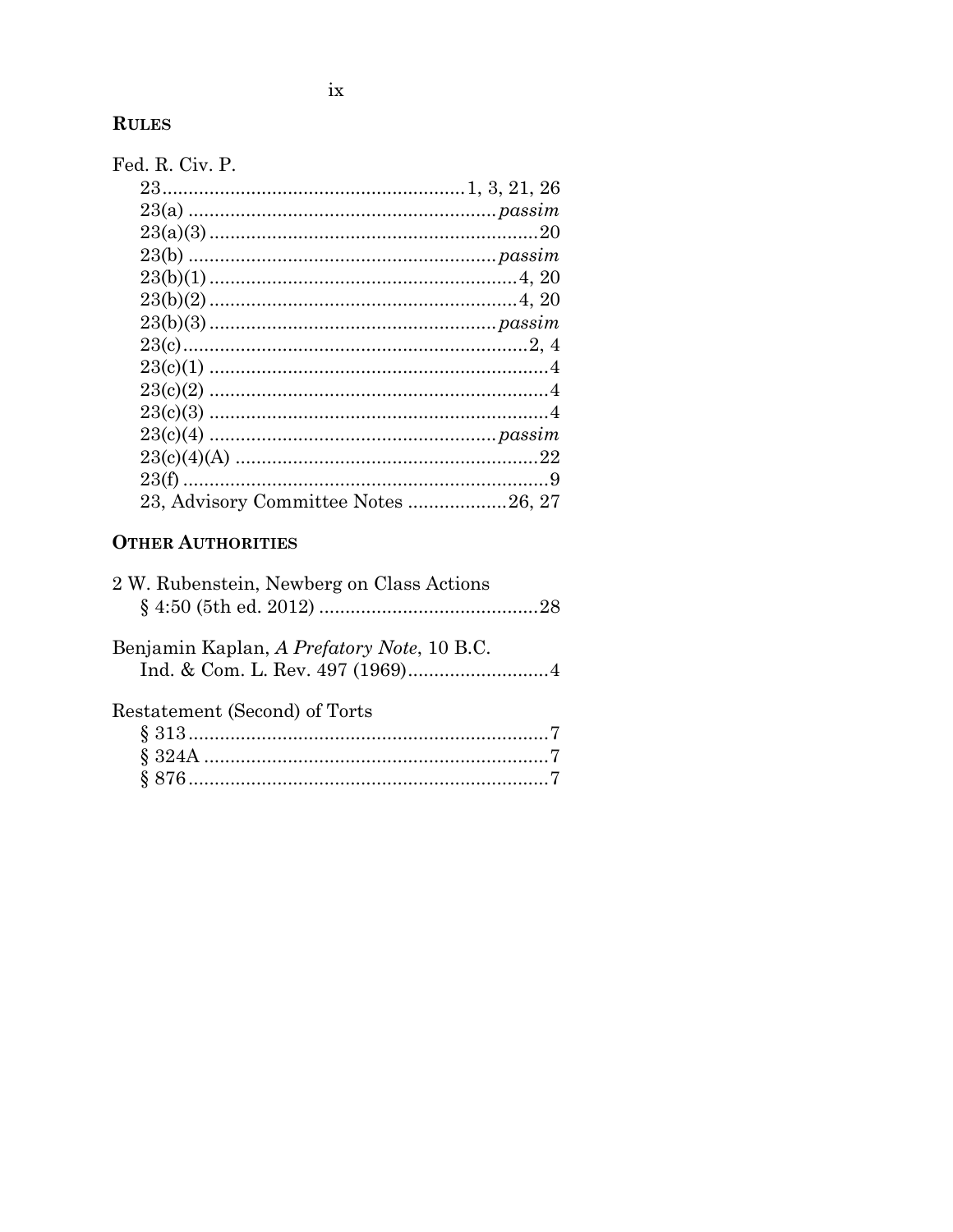## RULES

Fed. R. Civ. P.

- 23 .......................................................... 1, 3, 21, 26
- 23(a) .......................................................... *passim*
- 23(a)(3) .......................................................... 20
- 23(b) .......................................................... *passim*
- 23(b)(1) .......................................................... 4, 20
- 23(b)(2) .......................................................... 4, 20
- 23(b)(3) .......................................................... *passim*
- 23(c) .......................................................... 2, 4
- 23(c)(1) .......................................................... 4
- 23(c)(2) .......................................................... 4
- 23(c)(3) .......................................................... 4
- 23(c)(4) .......................................................... *passim*
- 23(c)(4)(A) .......................................................... 22
- 23(f) .......................................................... 9
- 23, Advisory Committee Notes .................. 26, 27

## OTHER AUTHORITIES

2 W. Rubenstein, Newberg on Class Actions
§ 4:50 (5th ed. 2012) .......................................... 28

Benjamin Kaplan, *A Prefatory Note*, 10 B.C. Ind. & Com. L. Rev. 497 (1969) .......................... 4

Restatement (Second) of Torts

- § 313 .......................................................... 7
- § 324A .......................................................... 7
- § 876 .......................................................... 7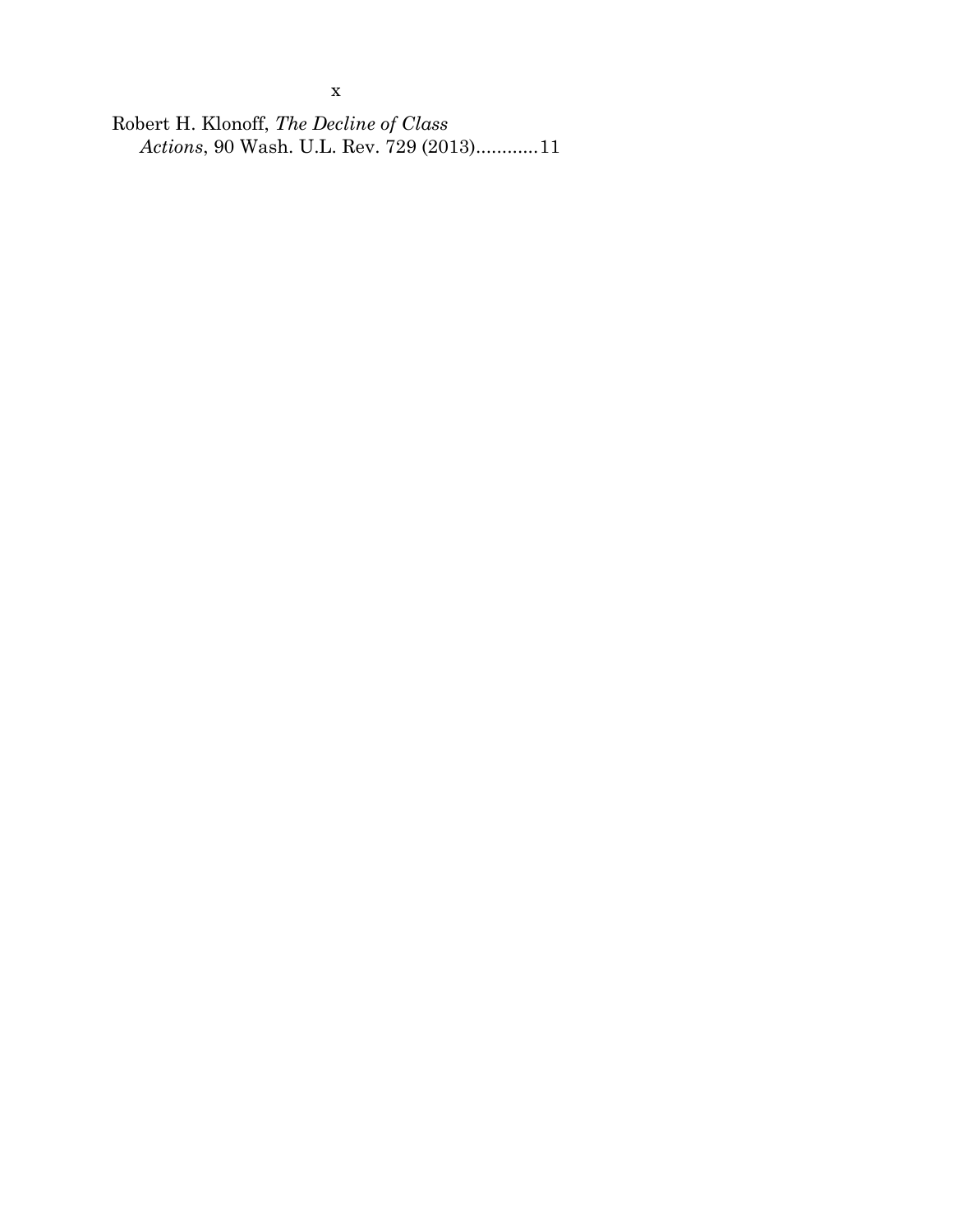Robert H. Klonoff, *The Decline of Class Actions*, 90 Wash. U.L. Rev. 729 (2013)............11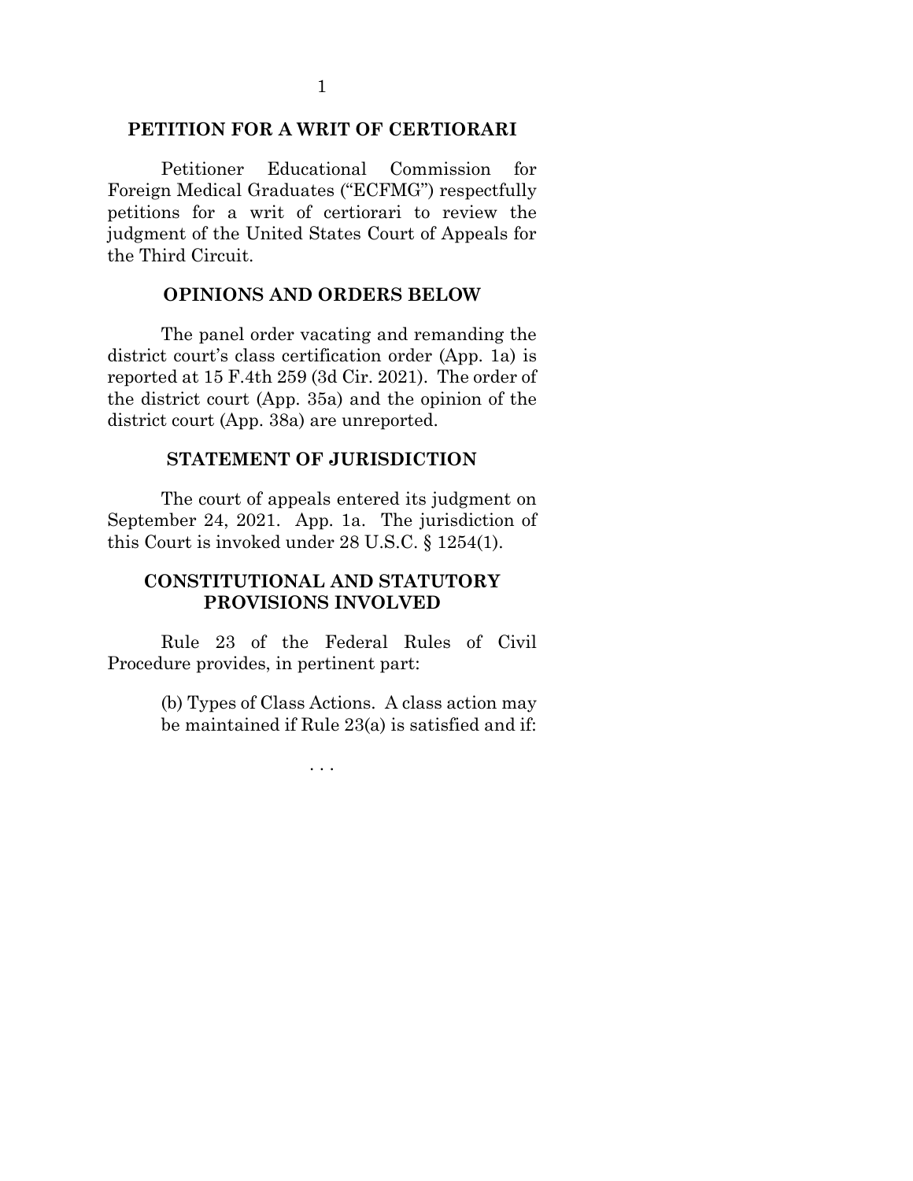## PETITION FOR A WRIT OF CERTIORARI

Petitioner Educational Commission for Foreign Medical Graduates ("ECFMG") respectfully petitions for a writ of certiorari to review the judgment of the United States Court of Appeals for the Third Circuit.

## OPINIONS AND ORDERS BELOW

The panel order vacating and remanding the district court's class certification order (App. 1a) is reported at 15 F.4th 259 (3d Cir. 2021). The order of the district court (App. 35a) and the opinion of the district court (App. 38a) are unreported.

## STATEMENT OF JURISDICTION

The court of appeals entered its judgment on September 24, 2021. App. 1a. The jurisdiction of this Court is invoked under 28 U.S.C. § 1254(1).

## CONSTITUTIONAL AND STATUTORY PROVISIONS INVOLVED

Rule 23 of the Federal Rules of Civil Procedure provides, in pertinent part:

> (b) Types of Class Actions. A class action may be maintained if Rule 23(a) is satisfied and if:
>
> . . .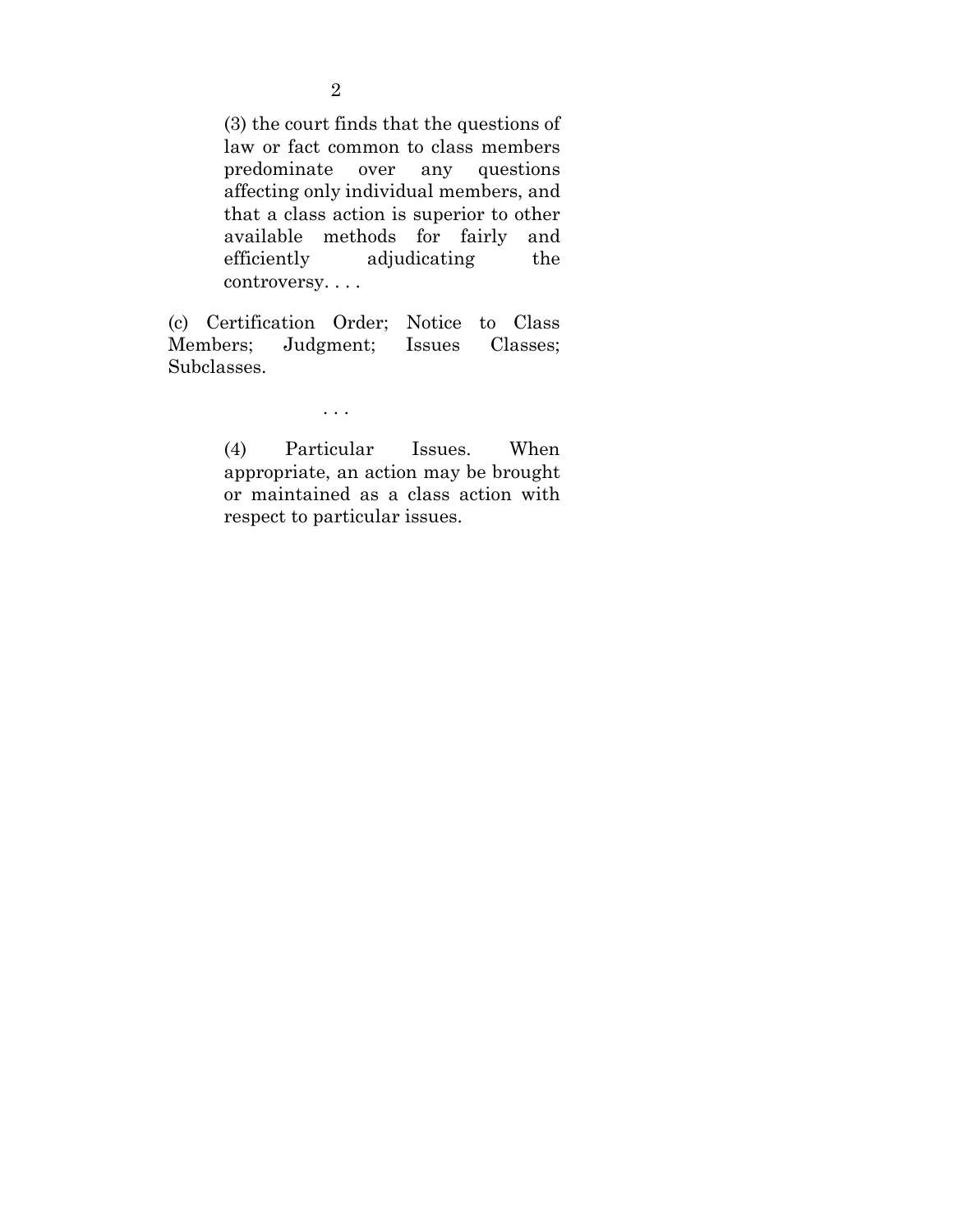> (3) the court finds that the questions of law or fact common to class members predominate over any questions affecting only individual members, and that a class action is superior to other available methods for fairly and efficiently adjudicating the controversy. . . .

(c) Certification Order; Notice to Class Members; Judgment; Issues Classes; Subclasses.

. . .

> (4) Particular Issues. When appropriate, an action may be brought or maintained as a class action with respect to particular issues.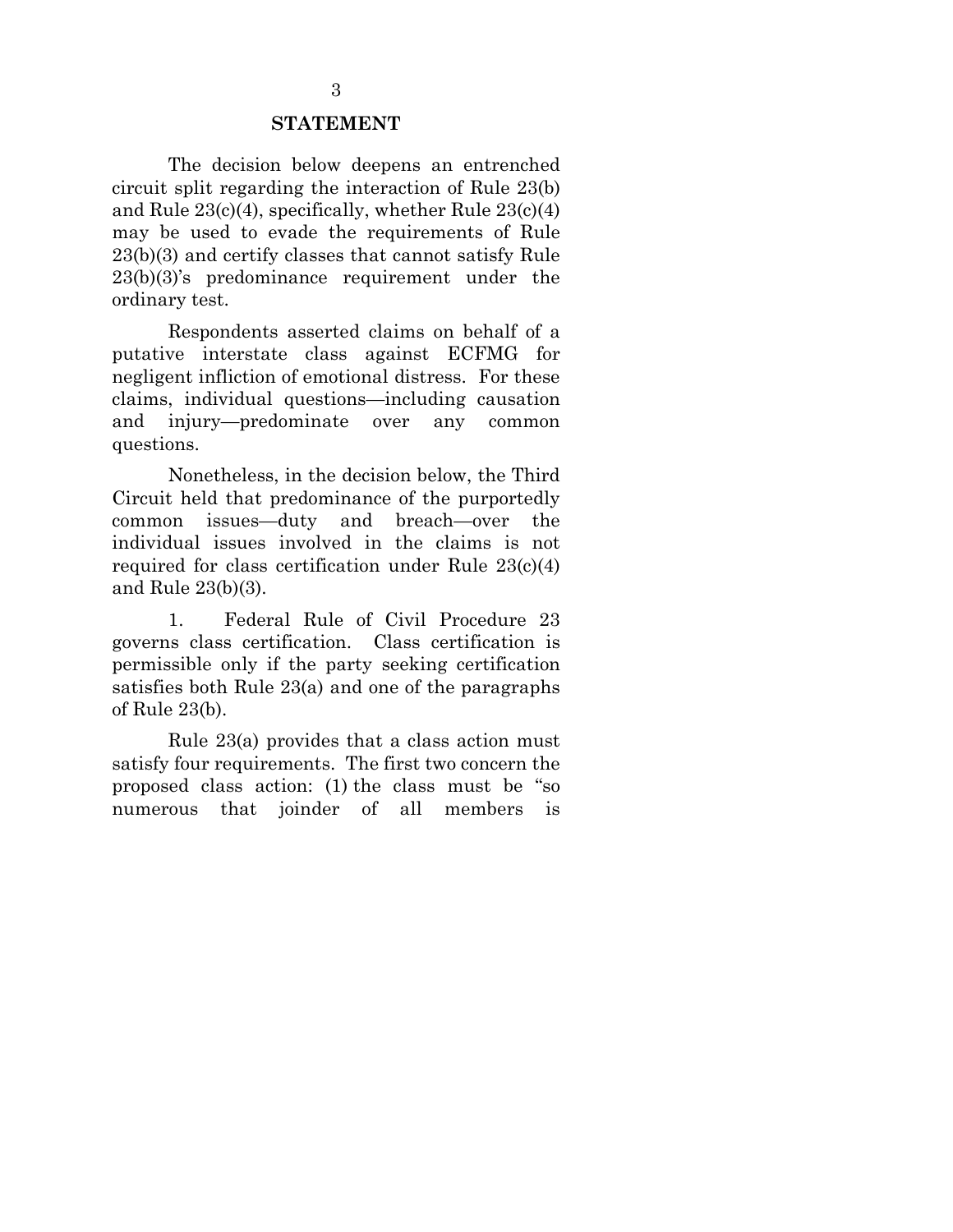## STATEMENT

The decision below deepens an entrenched circuit split regarding the interaction of Rule 23(b) and Rule 23(c)(4), specifically, whether Rule 23(c)(4) may be used to evade the requirements of Rule 23(b)(3) and certify classes that cannot satisfy Rule 23(b)(3)'s predominance requirement under the ordinary test.

Respondents asserted claims on behalf of a putative interstate class against ECFMG for negligent infliction of emotional distress. For these claims, individual questions—including causation and injury—predominate over any common questions.

Nonetheless, in the decision below, the Third Circuit held that predominance of the purportedly common issues—duty and breach—over the individual issues involved in the claims is not required for class certification under Rule 23(c)(4) and Rule 23(b)(3).

1. Federal Rule of Civil Procedure 23 governs class certification. Class certification is permissible only if the party seeking certification satisfies both Rule 23(a) and one of the paragraphs of Rule 23(b).

Rule 23(a) provides that a class action must satisfy four requirements. The first two concern the proposed class action: (1) the class must be "so numerous that joinder of all members is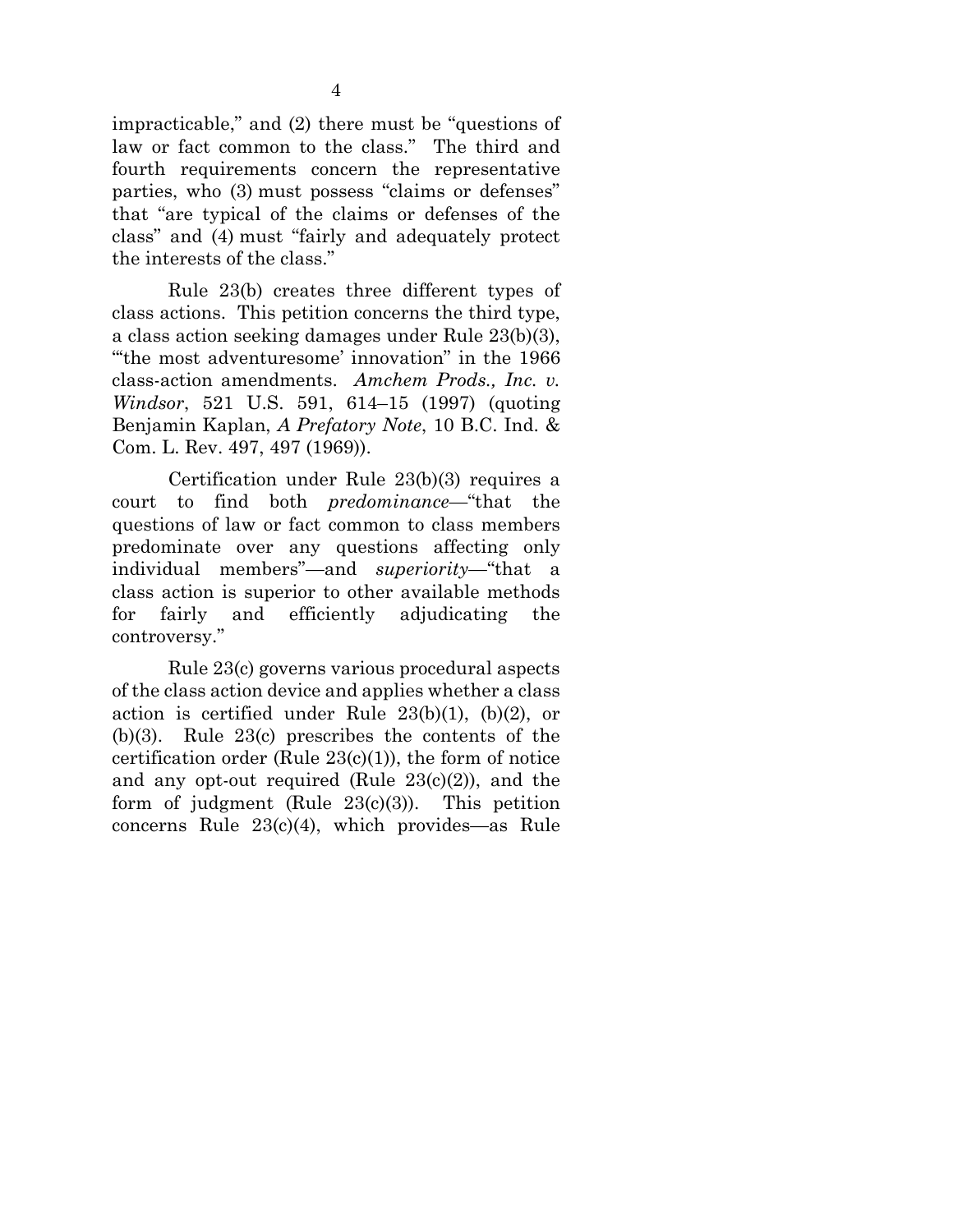impracticable," and (2) there must be "questions of law or fact common to the class." The third and fourth requirements concern the representative parties, who (3) must possess "claims or defenses" that "are typical of the claims or defenses of the class" and (4) must "fairly and adequately protect the interests of the class."

Rule 23(b) creates three different types of class actions. This petition concerns the third type, a class action seeking damages under Rule 23(b)(3), "'the most adventuresome' innovation" in the 1966 class-action amendments. *Amchem Prods., Inc. v. Windsor*, 521 U.S. 591, 614–15 (1997) (quoting Benjamin Kaplan, *A Prefatory Note*, 10 B.C. Ind. & Com. L. Rev. 497, 497 (1969)).

Certification under Rule 23(b)(3) requires a court to find both *predominance*—"that the questions of law or fact common to class members predominate over any questions affecting only individual members"—and *superiority*—"that a class action is superior to other available methods for fairly and efficiently adjudicating the controversy."

Rule 23(c) governs various procedural aspects of the class action device and applies whether a class action is certified under Rule 23(b)(1), (b)(2), or (b)(3). Rule 23(c) prescribes the contents of the certification order (Rule 23(c)(1)), the form of notice and any opt-out required (Rule 23(c)(2)), and the form of judgment (Rule 23(c)(3)). This petition concerns Rule 23(c)(4), which provides—as Rule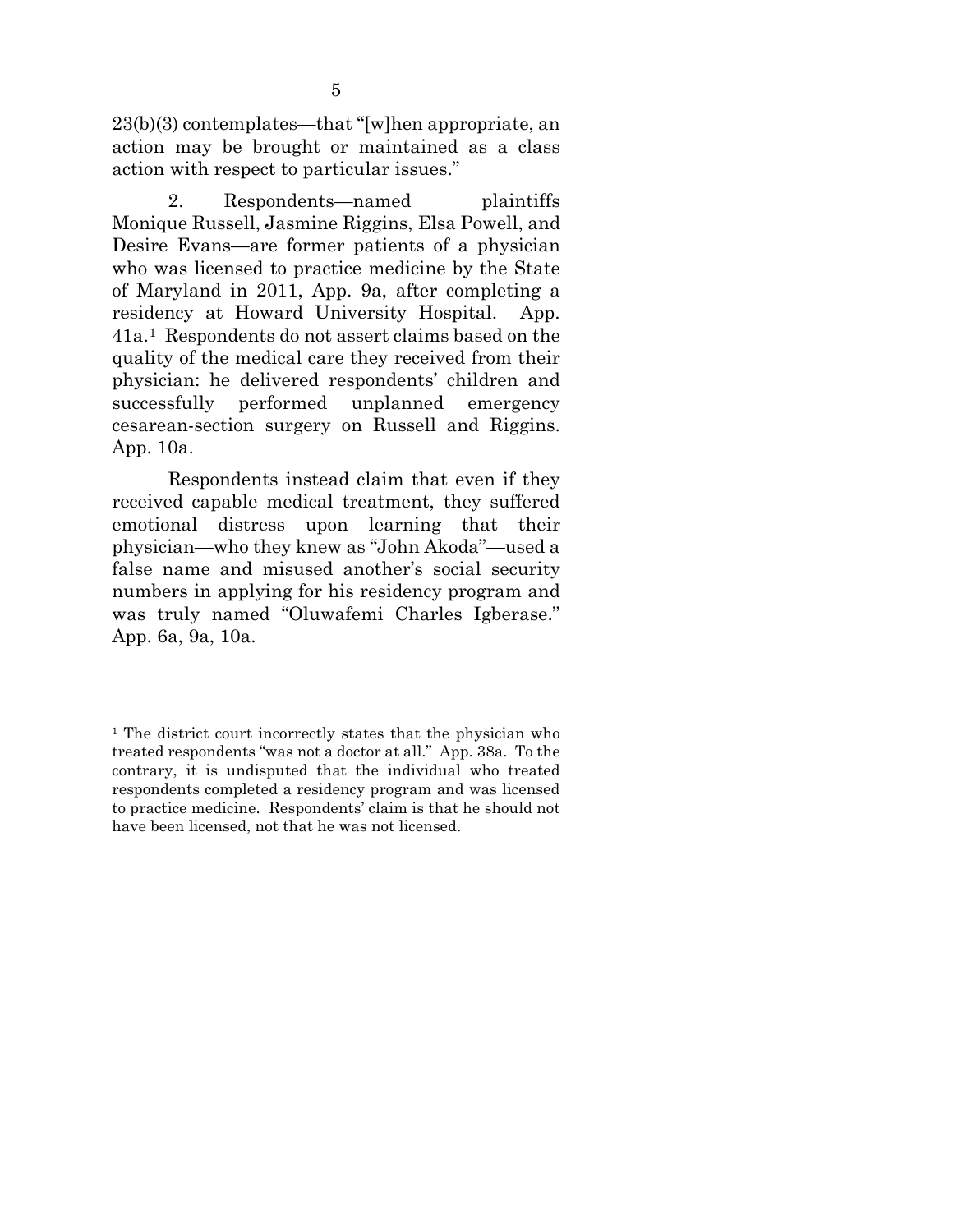23(b)(3) contemplates—that "[w]hen appropriate, an action may be brought or maintained as a class action with respect to particular issues."

2. Respondents—named plaintiffs Monique Russell, Jasmine Riggins, Elsa Powell, and Desire Evans—are former patients of a physician who was licensed to practice medicine by the State of Maryland in 2011, App. 9a, after completing a residency at Howard University Hospital. App. 41a.[1] Respondents do not assert claims based on the quality of the medical care they received from their physician: he delivered respondents' children and successfully performed unplanned emergency cesarean-section surgery on Russell and Riggins. App. 10a.

Respondents instead claim that even if they received capable medical treatment, they suffered emotional distress upon learning that their physician—who they knew as "John Akoda"—used a false name and misused another's social security numbers in applying for his residency program and was truly named "Oluwafemi Charles Igberase." App. 6a, 9a, 10a.

---

[1] The district court incorrectly states that the physician who treated respondents "was not a doctor at all." App. 38a. To the contrary, it is undisputed that the individual who treated respondents completed a residency program and was licensed to practice medicine. Respondents' claim is that he should not have been licensed, not that he was not licensed.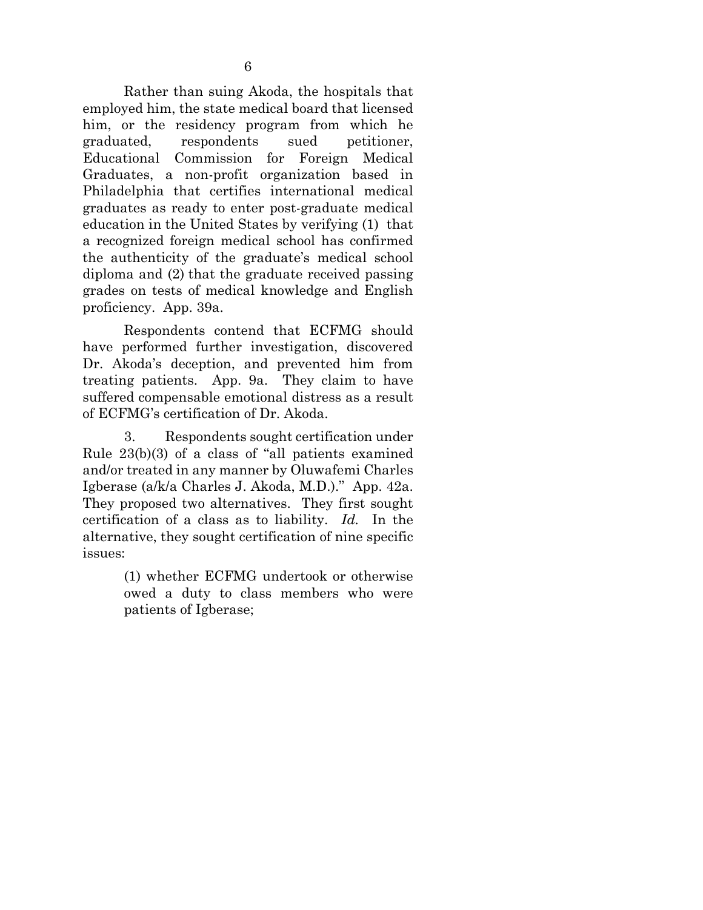Rather than suing Akoda, the hospitals that employed him, the state medical board that licensed him, or the residency program from which he graduated, respondents sued petitioner, Educational Commission for Foreign Medical Graduates, a non-profit organization based in Philadelphia that certifies international medical graduates as ready to enter post-graduate medical education in the United States by verifying (1) that a recognized foreign medical school has confirmed the authenticity of the graduate's medical school diploma and (2) that the graduate received passing grades on tests of medical knowledge and English proficiency. App. 39a.

Respondents contend that ECFMG should have performed further investigation, discovered Dr. Akoda's deception, and prevented him from treating patients. App. 9a. They claim to have suffered compensable emotional distress as a result of ECFMG's certification of Dr. Akoda.

3. Respondents sought certification under Rule 23(b)(3) of a class of "all patients examined and/or treated in any manner by Oluwafemi Charles Igberase (a/k/a Charles J. Akoda, M.D.)." App. 42a. They proposed two alternatives. They first sought certification of a class as to liability. *Id.* In the alternative, they sought certification of nine specific issues:

> (1) whether ECFMG undertook or otherwise owed a duty to class members who were patients of Igberase;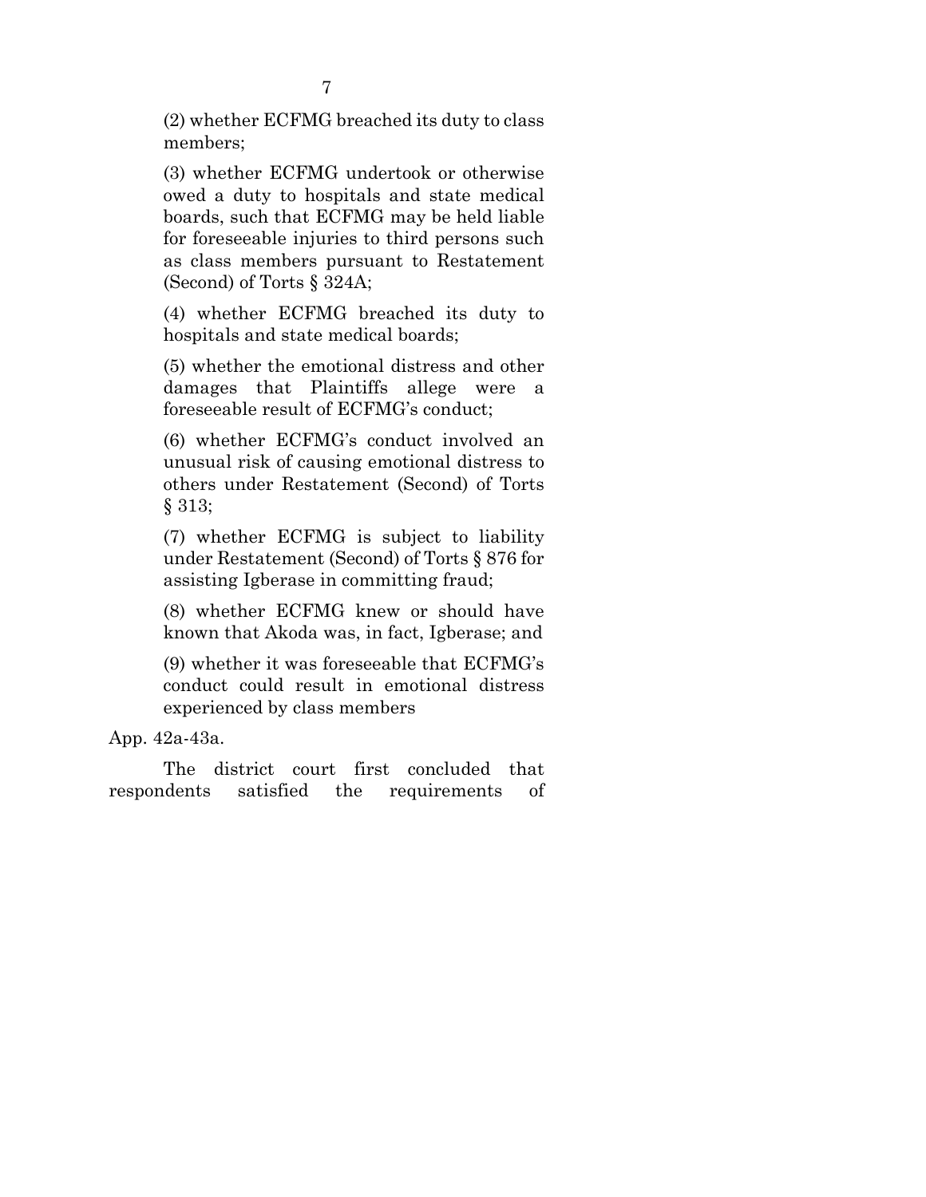(2) whether ECFMG breached its duty to class members;

(3) whether ECFMG undertook or otherwise owed a duty to hospitals and state medical boards, such that ECFMG may be held liable for foreseeable injuries to third persons such as class members pursuant to Restatement (Second) of Torts § 324A;

(4) whether ECFMG breached its duty to hospitals and state medical boards;

(5) whether the emotional distress and other damages that Plaintiffs allege were a foreseeable result of ECFMG's conduct;

(6) whether ECFMG's conduct involved an unusual risk of causing emotional distress to others under Restatement (Second) of Torts § 313;

(7) whether ECFMG is subject to liability under Restatement (Second) of Torts § 876 for assisting Igberase in committing fraud;

(8) whether ECFMG knew or should have known that Akoda was, in fact, Igberase; and

(9) whether it was foreseeable that ECFMG's conduct could result in emotional distress experienced by class members

App. 42a-43a.

The district court first concluded that respondents satisfied the requirements of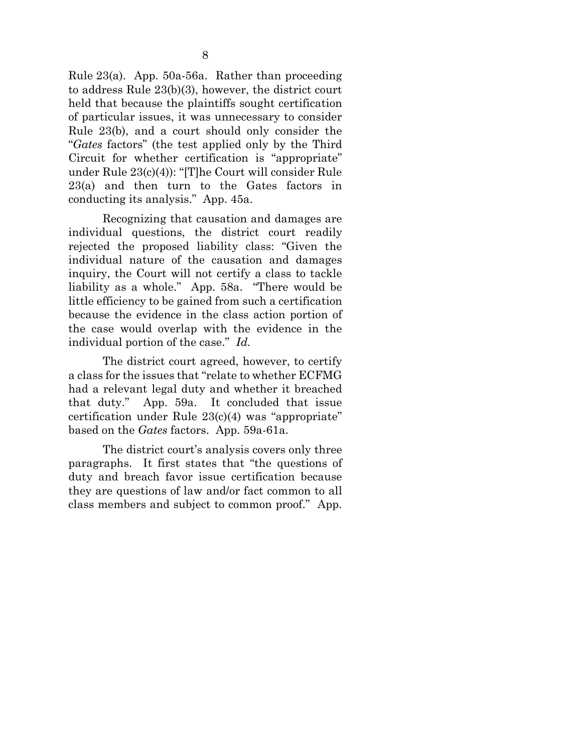Rule 23(a). App. 50a-56a. Rather than proceeding to address Rule 23(b)(3), however, the district court held that because the plaintiffs sought certification of particular issues, it was unnecessary to consider Rule 23(b), and a court should only consider the "*Gates* factors" (the test applied only by the Third Circuit for whether certification is "appropriate" under Rule 23(c)(4)): "[T]he Court will consider Rule 23(a) and then turn to the Gates factors in conducting its analysis." App. 45a.

Recognizing that causation and damages are individual questions, the district court readily rejected the proposed liability class: "Given the individual nature of the causation and damages inquiry, the Court will not certify a class to tackle liability as a whole." App. 58a. "There would be little efficiency to be gained from such a certification because the evidence in the class action portion of the case would overlap with the evidence in the individual portion of the case." *Id.*

The district court agreed, however, to certify a class for the issues that "relate to whether ECFMG had a relevant legal duty and whether it breached that duty." App. 59a. It concluded that issue certification under Rule 23(c)(4) was "appropriate" based on the *Gates* factors. App. 59a-61a.

The district court's analysis covers only three paragraphs. It first states that "the questions of duty and breach favor issue certification because they are questions of law and/or fact common to all class members and subject to common proof." App.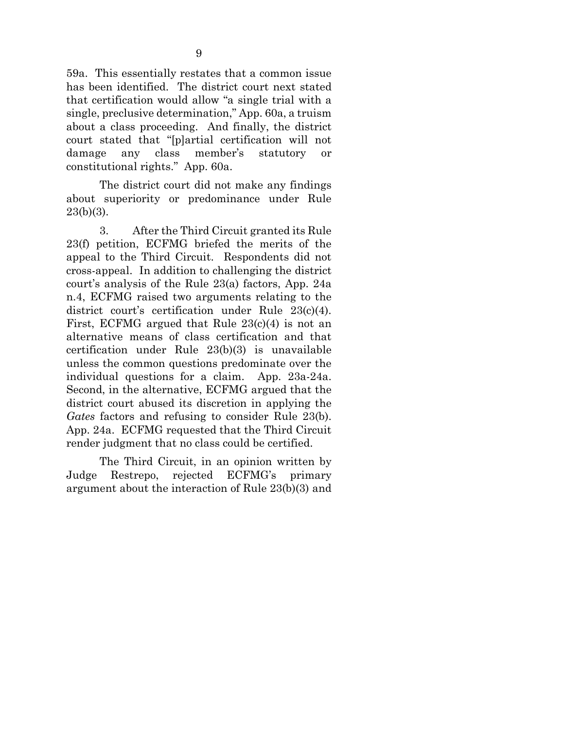59a. This essentially restates that a common issue has been identified. The district court next stated that certification would allow "a single trial with a single, preclusive determination," App. 60a, a truism about a class proceeding. And finally, the district court stated that "[p]artial certification will not damage any class member's statutory or constitutional rights." App. 60a.

The district court did not make any findings about superiority or predominance under Rule 23(b)(3).

3. After the Third Circuit granted its Rule 23(f) petition, ECFMG briefed the merits of the appeal to the Third Circuit. Respondents did not cross-appeal. In addition to challenging the district court's analysis of the Rule 23(a) factors, App. 24a n.4, ECFMG raised two arguments relating to the district court's certification under Rule 23(c)(4). First, ECFMG argued that Rule 23(c)(4) is not an alternative means of class certification and that certification under Rule 23(b)(3) is unavailable unless the common questions predominate over the individual questions for a claim. App. 23a-24a. Second, in the alternative, ECFMG argued that the district court abused its discretion in applying the *Gates* factors and refusing to consider Rule 23(b). App. 24a. ECFMG requested that the Third Circuit render judgment that no class could be certified.

The Third Circuit, in an opinion written by Judge Restrepo, rejected ECFMG's primary argument about the interaction of Rule 23(b)(3) and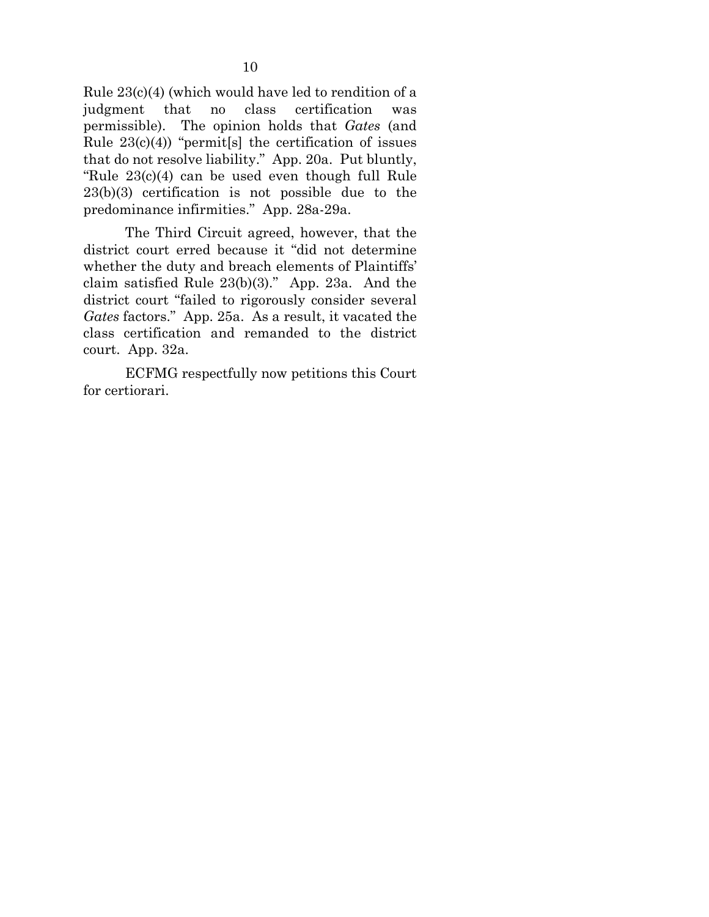Rule 23(c)(4) (which would have led to rendition of a judgment that no class certification was permissible). The opinion holds that *Gates* (and Rule 23(c)(4)) "permit[s] the certification of issues that do not resolve liability." App. 20a. Put bluntly, "Rule 23(c)(4) can be used even though full Rule 23(b)(3) certification is not possible due to the predominance infirmities." App. 28a-29a.

The Third Circuit agreed, however, that the district court erred because it "did not determine whether the duty and breach elements of Plaintiffs' claim satisfied Rule 23(b)(3)." App. 23a. And the district court "failed to rigorously consider several *Gates* factors." App. 25a. As a result, it vacated the class certification and remanded to the district court. App. 32a.

ECFMG respectfully now petitions this Court for certiorari.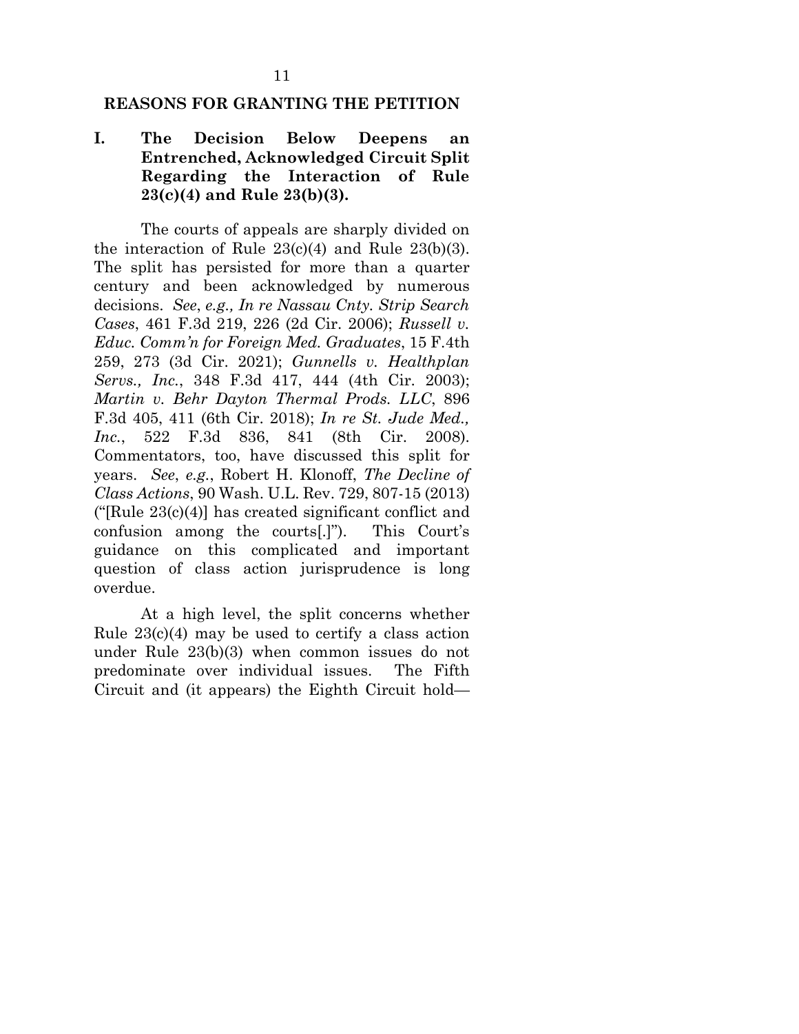## REASONS FOR GRANTING THE PETITION

### I. The Decision Below Deepens an Entrenched, Acknowledged Circuit Split Regarding the Interaction of Rule 23(c)(4) and Rule 23(b)(3).

The courts of appeals are sharply divided on the interaction of Rule 23(c)(4) and Rule 23(b)(3). The split has persisted for more than a quarter century and been acknowledged by numerous decisions. *See*, *e.g., In re Nassau Cnty. Strip Search Cases*, 461 F.3d 219, 226 (2d Cir. 2006); *Russell v. Educ. Comm'n for Foreign Med. Graduates*, 15 F.4th 259, 273 (3d Cir. 2021); *Gunnells v. Healthplan Servs., Inc.*, 348 F.3d 417, 444 (4th Cir. 2003); *Martin v. Behr Dayton Thermal Prods. LLC*, 896 F.3d 405, 411 (6th Cir. 2018); *In re St. Jude Med., Inc.*, 522 F.3d 836, 841 (8th Cir. 2008). Commentators, too, have discussed this split for years. *See*, *e.g.*, Robert H. Klonoff, *The Decline of Class Actions*, 90 Wash. U.L. Rev. 729, 807-15 (2013) ("[Rule 23(c)(4)] has created significant conflict and confusion among the courts[.]"). This Court's guidance on this complicated and important question of class action jurisprudence is long overdue.

At a high level, the split concerns whether Rule 23(c)(4) may be used to certify a class action under Rule 23(b)(3) when common issues do not predominate over individual issues. The Fifth Circuit and (it appears) the Eighth Circuit hold—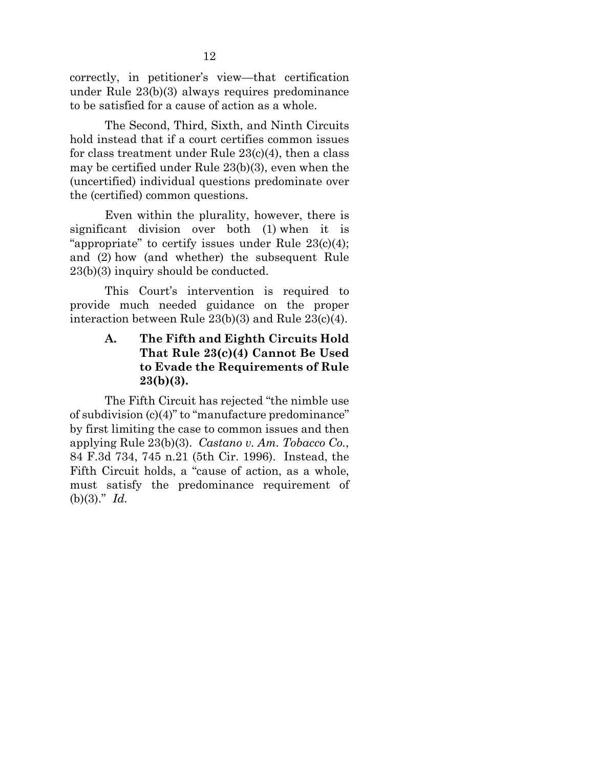correctly, in petitioner's view—that certification under Rule 23(b)(3) always requires predominance to be satisfied for a cause of action as a whole.

The Second, Third, Sixth, and Ninth Circuits hold instead that if a court certifies common issues for class treatment under Rule 23(c)(4), then a class may be certified under Rule 23(b)(3), even when the (uncertified) individual questions predominate over the (certified) common questions.

Even within the plurality, however, there is significant division over both (1) when it is "appropriate" to certify issues under Rule 23(c)(4); and (2) how (and whether) the subsequent Rule 23(b)(3) inquiry should be conducted.

This Court's intervention is required to provide much needed guidance on the proper interaction between Rule 23(b)(3) and Rule 23(c)(4).

### A. The Fifth and Eighth Circuits Hold That Rule 23(c)(4) Cannot Be Used to Evade the Requirements of Rule 23(b)(3).

The Fifth Circuit has rejected "the nimble use of subdivision (c)(4)" to "manufacture predominance" by first limiting the case to common issues and then applying Rule 23(b)(3). *Castano v. Am. Tobacco Co.*, 84 F.3d 734, 745 n.21 (5th Cir. 1996). Instead, the Fifth Circuit holds, a "cause of action, as a whole, must satisfy the predominance requirement of (b)(3)." *Id.*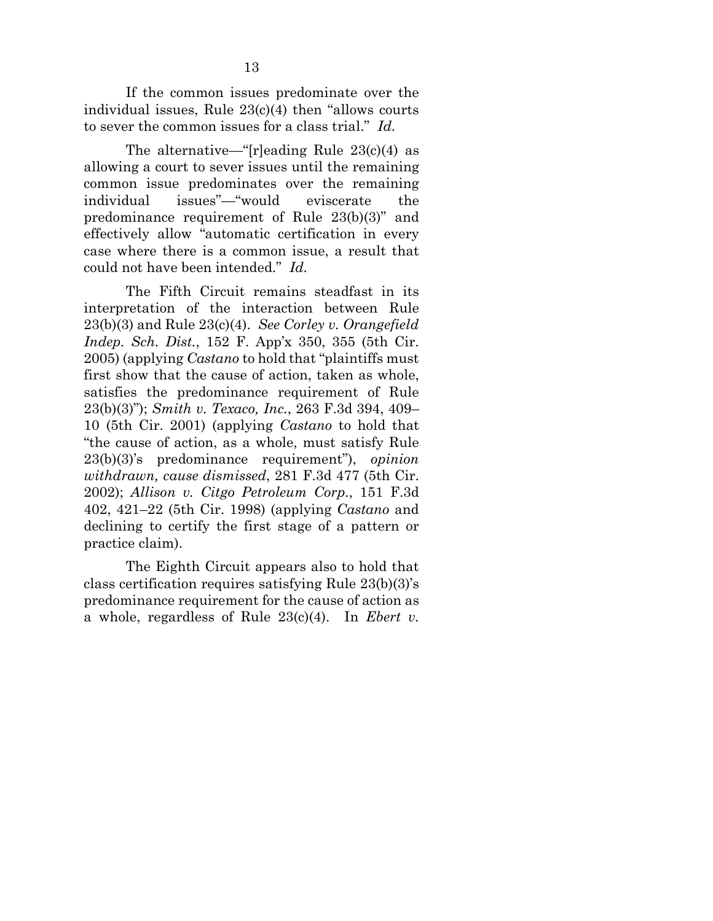If the common issues predominate over the individual issues, Rule 23(c)(4) then "allows courts to sever the common issues for a class trial." *Id.*

The alternative—"[r]eading Rule 23(c)(4) as allowing a court to sever issues until the remaining common issue predominates over the remaining individual issues"—"would eviscerate the predominance requirement of Rule 23(b)(3)" and effectively allow "automatic certification in every case where there is a common issue, a result that could not have been intended." *Id.*

The Fifth Circuit remains steadfast in its interpretation of the interaction between Rule 23(b)(3) and Rule 23(c)(4). *See Corley v. Orangefield Indep. Sch. Dist.*, 152 F. App'x 350, 355 (5th Cir. 2005) (applying *Castano* to hold that "plaintiffs must first show that the cause of action, taken as whole, satisfies the predominance requirement of Rule 23(b)(3)"); *Smith v. Texaco, Inc.*, 263 F.3d 394, 409–10 (5th Cir. 2001) (applying *Castano* to hold that "the cause of action, as a whole, must satisfy Rule 23(b)(3)'s predominance requirement"), *opinion withdrawn, cause dismissed*, 281 F.3d 477 (5th Cir. 2002); *Allison v. Citgo Petroleum Corp.*, 151 F.3d 402, 421–22 (5th Cir. 1998) (applying *Castano* and declining to certify the first stage of a pattern or practice claim).

The Eighth Circuit appears also to hold that class certification requires satisfying Rule 23(b)(3)'s predominance requirement for the cause of action as a whole, regardless of Rule 23(c)(4). In *Ebert v.*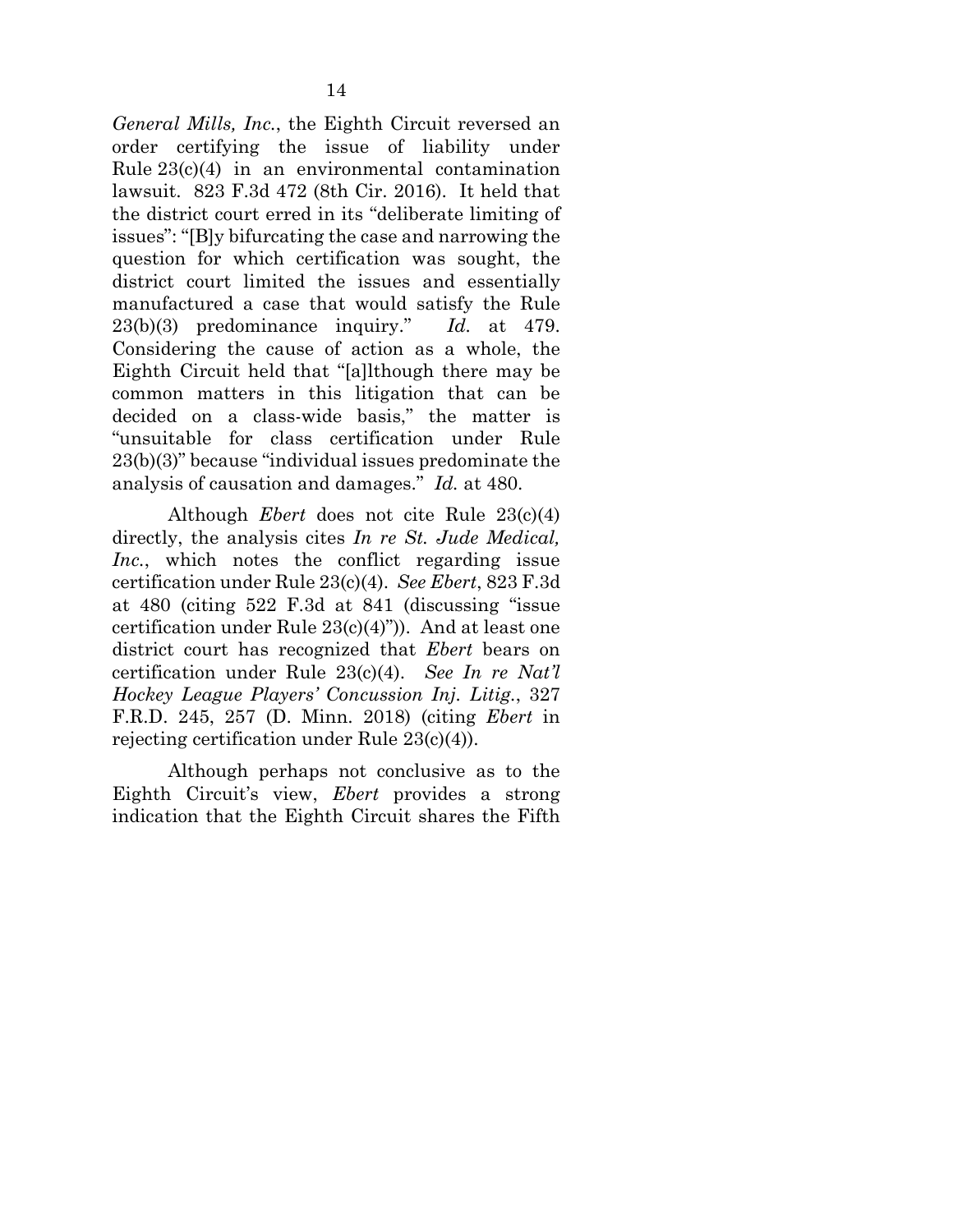*General Mills, Inc.*, the Eighth Circuit reversed an order certifying the issue of liability under Rule 23(c)(4) in an environmental contamination lawsuit. 823 F.3d 472 (8th Cir. 2016). It held that the district court erred in its "deliberate limiting of issues": "[B]y bifurcating the case and narrowing the question for which certification was sought, the district court limited the issues and essentially manufactured a case that would satisfy the Rule 23(b)(3) predominance inquiry." *Id.* at 479. Considering the cause of action as a whole, the Eighth Circuit held that "[a]lthough there may be common matters in this litigation that can be decided on a class-wide basis," the matter is "unsuitable for class certification under Rule 23(b)(3)" because "individual issues predominate the analysis of causation and damages." *Id.* at 480.

Although *Ebert* does not cite Rule 23(c)(4) directly, the analysis cites *In re St. Jude Medical, Inc.*, which notes the conflict regarding issue certification under Rule 23(c)(4). *See Ebert*, 823 F.3d at 480 (citing 522 F.3d at 841 (discussing "issue certification under Rule 23(c)(4)")). And at least one district court has recognized that *Ebert* bears on certification under Rule 23(c)(4). *See In re Nat'l Hockey League Players' Concussion Inj. Litig.*, 327 F.R.D. 245, 257 (D. Minn. 2018) (citing *Ebert* in rejecting certification under Rule 23(c)(4)).

Although perhaps not conclusive as to the Eighth Circuit's view, *Ebert* provides a strong indication that the Eighth Circuit shares the Fifth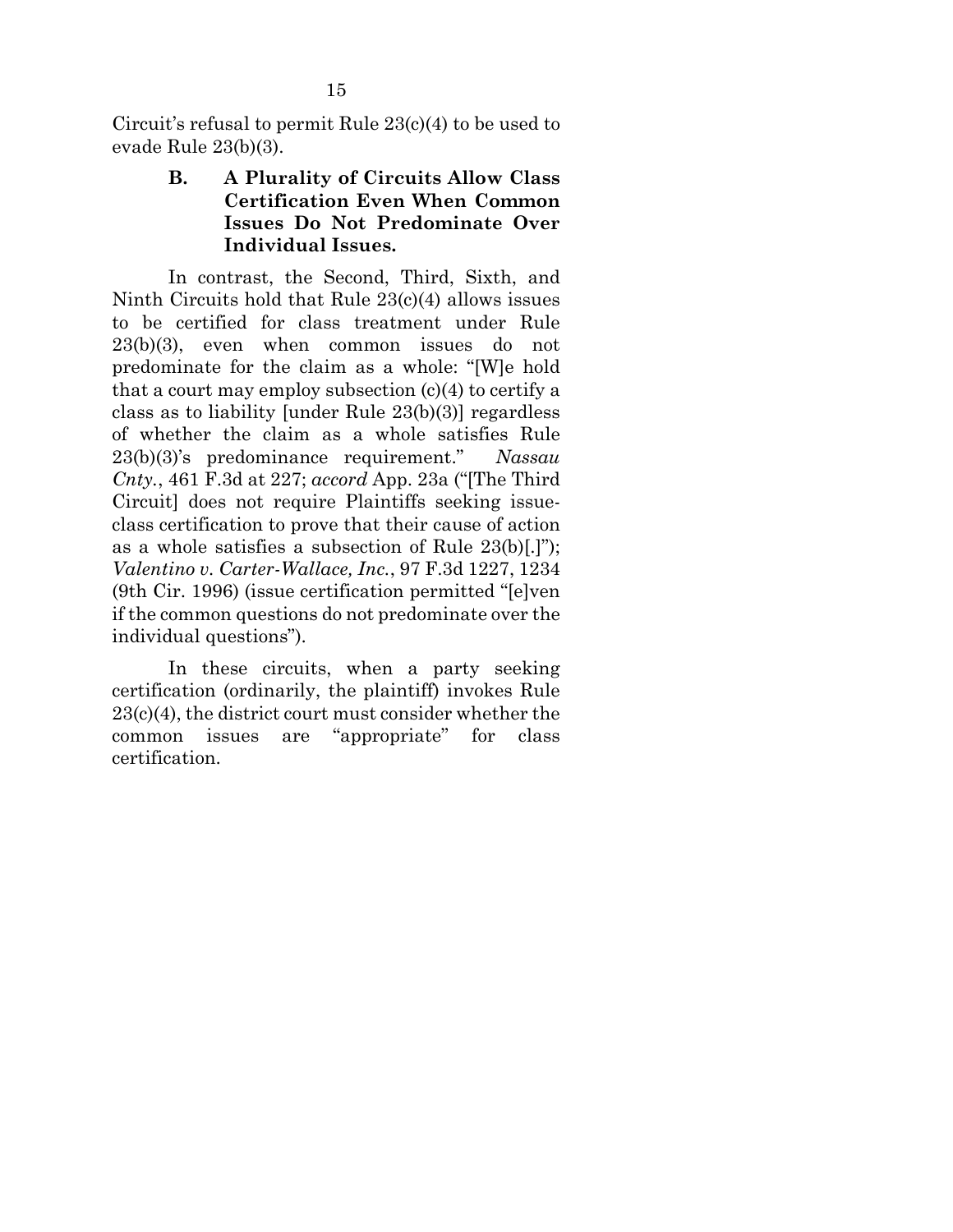Circuit's refusal to permit Rule 23(c)(4) to be used to evade Rule 23(b)(3).

### B. A Plurality of Circuits Allow Class Certification Even When Common Issues Do Not Predominate Over Individual Issues.

In contrast, the Second, Third, Sixth, and Ninth Circuits hold that Rule 23(c)(4) allows issues to be certified for class treatment under Rule 23(b)(3), even when common issues do not predominate for the claim as a whole: "[W]e hold that a court may employ subsection (c)(4) to certify a class as to liability [under Rule 23(b)(3)] regardless of whether the claim as a whole satisfies Rule 23(b)(3)'s predominance requirement." *Nassau Cnty.*, 461 F.3d at 227; *accord* App. 23a ("[The Third Circuit] does not require Plaintiffs seeking issue-class certification to prove that their cause of action as a whole satisfies a subsection of Rule 23(b)[.]"); *Valentino v. Carter-Wallace, Inc.*, 97 F.3d 1227, 1234 (9th Cir. 1996) (issue certification permitted "[e]ven if the common questions do not predominate over the individual questions").

In these circuits, when a party seeking certification (ordinarily, the plaintiff) invokes Rule 23(c)(4), the district court must consider whether the common issues are "appropriate" for class certification.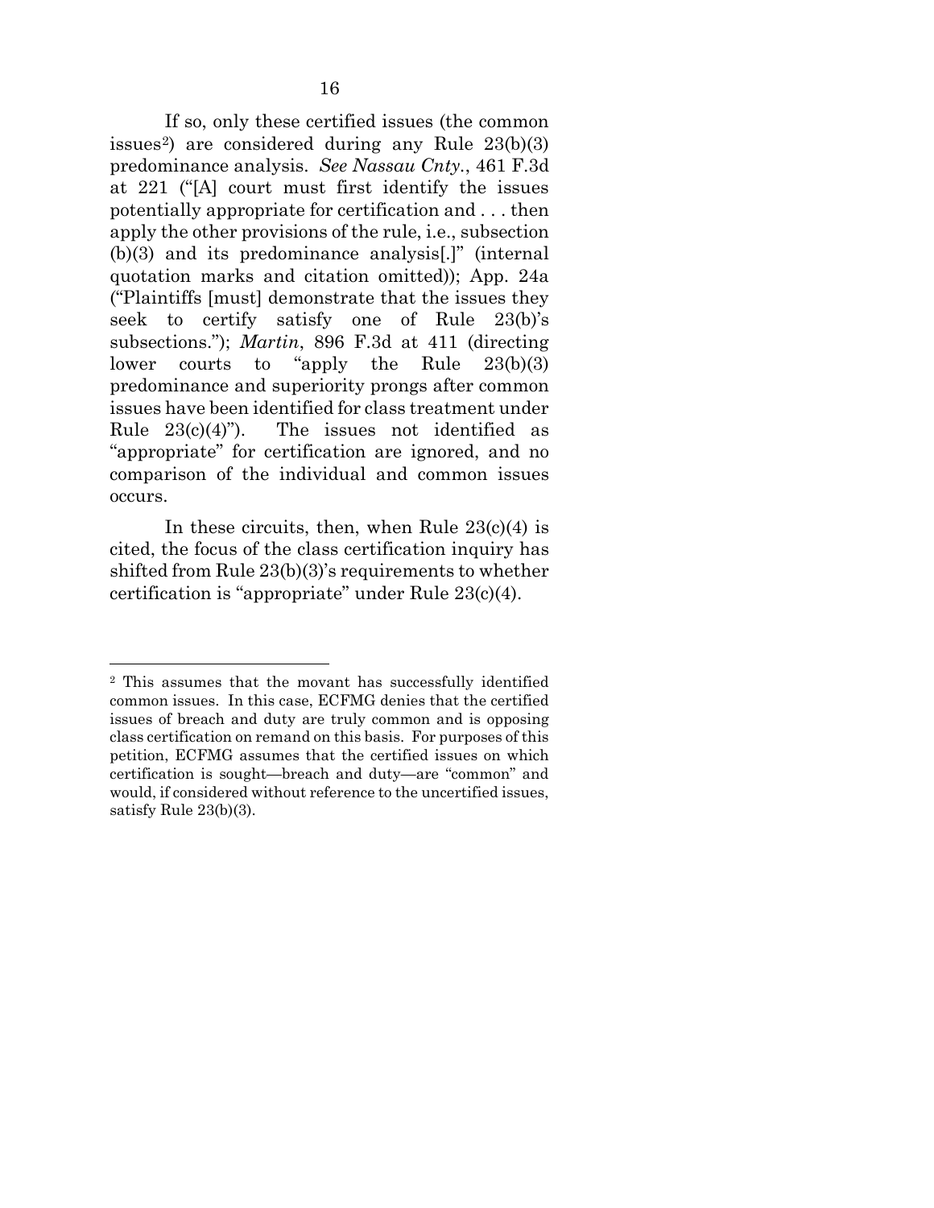If so, only these certified issues (the common issues[2]) are considered during any Rule 23(b)(3) predominance analysis. *See Nassau Cnty.*, 461 F.3d at 221 ("[A] court must first identify the issues potentially appropriate for certification and . . . then apply the other provisions of the rule, i.e., subsection (b)(3) and its predominance analysis[.]" (internal quotation marks and citation omitted)); App. 24a ("Plaintiffs [must] demonstrate that the issues they seek to certify satisfy one of Rule 23(b)'s subsections."); *Martin*, 896 F.3d at 411 (directing lower courts to "apply the Rule 23(b)(3) predominance and superiority prongs after common issues have been identified for class treatment under Rule 23(c)(4)"). The issues not identified as "appropriate" for certification are ignored, and no comparison of the individual and common issues occurs.

In these circuits, then, when Rule 23(c)(4) is cited, the focus of the class certification inquiry has shifted from Rule 23(b)(3)'s requirements to whether certification is "appropriate" under Rule 23(c)(4).

---

[2] This assumes that the movant has successfully identified common issues. In this case, ECFMG denies that the certified issues of breach and duty are truly common and is opposing class certification on remand on this basis. For purposes of this petition, ECFMG assumes that the certified issues on which certification is sought—breach and duty—are "common" and would, if considered without reference to the uncertified issues, satisfy Rule 23(b)(3).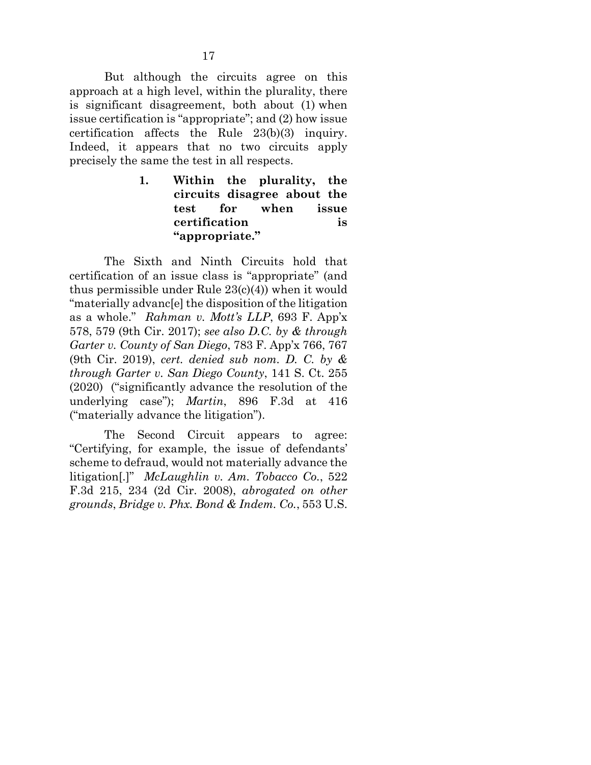But although the circuits agree on this approach at a high level, within the plurality, there is significant disagreement, both about (1) when issue certification is "appropriate"; and (2) how issue certification affects the Rule 23(b)(3) inquiry. Indeed, it appears that no two circuits apply precisely the same the test in all respects.

**1. Within the plurality, the circuits disagree about the test for when issue certification is "appropriate."**

The Sixth and Ninth Circuits hold that certification of an issue class is "appropriate" (and thus permissible under Rule 23(c)(4)) when it would "materially advanc[e] the disposition of the litigation as a whole." *Rahman v. Mott's LLP*, 693 F. App'x 578, 579 (9th Cir. 2017); *see also D.C. by & through Garter v. County of San Diego*, 783 F. App'x 766, 767 (9th Cir. 2019), *cert. denied sub nom. D. C. by & through Garter v. San Diego County*, 141 S. Ct. 255 (2020) ("significantly advance the resolution of the underlying case"); *Martin*, 896 F.3d at 416 ("materially advance the litigation").

The Second Circuit appears to agree: "Certifying, for example, the issue of defendants' scheme to defraud, would not materially advance the litigation[.]" *McLaughlin v. Am. Tobacco Co.*, 522 F.3d 215, 234 (2d Cir. 2008), *abrogated on other grounds*, *Bridge v. Phx. Bond & Indem. Co.*, 553 U.S.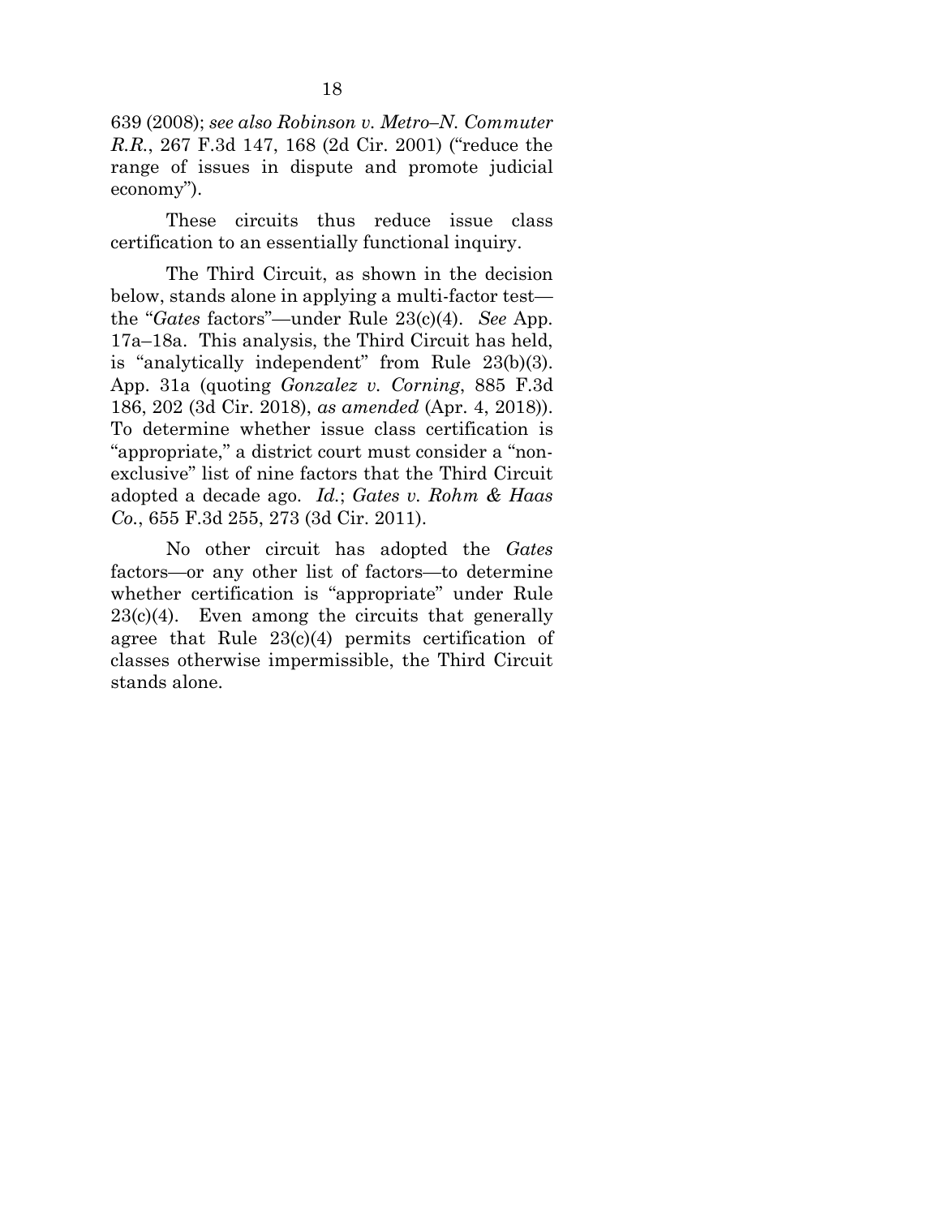639 (2008); *see also Robinson v. Metro–N. Commuter R.R.*, 267 F.3d 147, 168 (2d Cir. 2001) ("reduce the range of issues in dispute and promote judicial economy").

These circuits thus reduce issue class certification to an essentially functional inquiry.

The Third Circuit, as shown in the decision below, stands alone in applying a multi-factor test—the "*Gates* factors"—under Rule 23(c)(4). *See* App. 17a–18a. This analysis, the Third Circuit has held, is "analytically independent" from Rule 23(b)(3). App. 31a (quoting *Gonzalez v. Corning*, 885 F.3d 186, 202 (3d Cir. 2018), *as amended* (Apr. 4, 2018)). To determine whether issue class certification is "appropriate," a district court must consider a "non-exclusive" list of nine factors that the Third Circuit adopted a decade ago. *Id.*; *Gates v. Rohm & Haas Co.*, 655 F.3d 255, 273 (3d Cir. 2011).

No other circuit has adopted the *Gates* factors—or any other list of factors—to determine whether certification is "appropriate" under Rule 23(c)(4). Even among the circuits that generally agree that Rule 23(c)(4) permits certification of classes otherwise impermissible, the Third Circuit stands alone.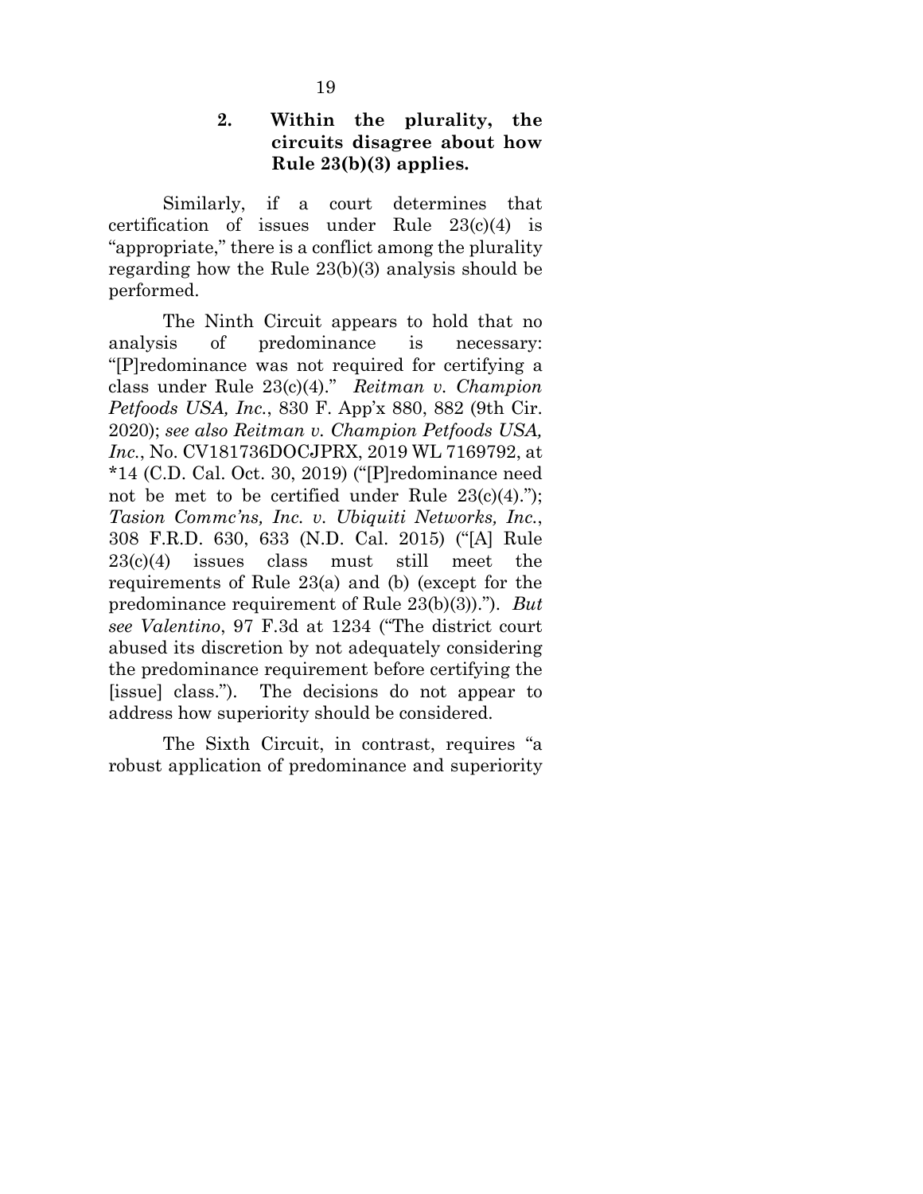### 2. Within the plurality, the circuits disagree about how Rule 23(b)(3) applies.

Similarly, if a court determines that certification of issues under Rule 23(c)(4) is "appropriate," there is a conflict among the plurality regarding how the Rule 23(b)(3) analysis should be performed.

The Ninth Circuit appears to hold that no analysis of predominance is necessary: "[P]redominance was not required for certifying a class under Rule 23(c)(4)." *Reitman v. Champion Petfoods USA, Inc.*, 830 F. App'x 880, 882 (9th Cir. 2020); *see also Reitman v. Champion Petfoods USA, Inc.*, No. CV181736DOCJPRX, 2019 WL 7169792, at *14 (C.D. Cal. Oct. 30, 2019) ("[P]redominance need not be met to be certified under Rule 23(c)(4)."); *Tasion Commc'ns, Inc. v. Ubiquiti Networks, Inc.*, 308 F.R.D. 630, 633 (N.D. Cal. 2015) ("[A] Rule 23(c)(4) issues class must still meet the requirements of Rule 23(a) and (b) (except for the predominance requirement of Rule 23(b)(3))."). *But see Valentino*, 97 F.3d at 1234 ("The district court abused its discretion by not adequately considering the predominance requirement before certifying the [issue] class."). The decisions do not appear to address how superiority should be considered.

The Sixth Circuit, in contrast, requires "a robust application of predominance and superiority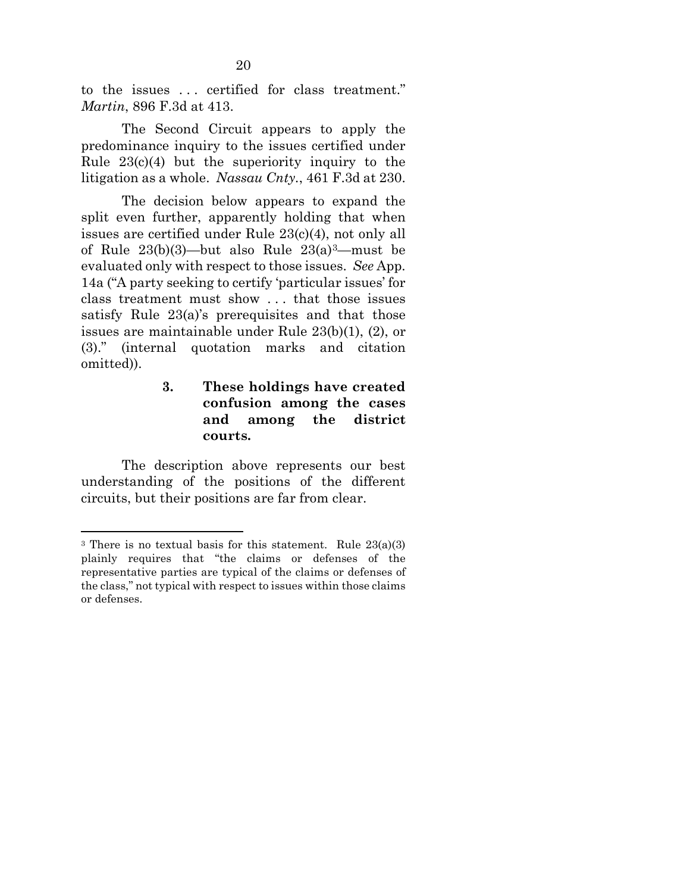to the issues . . . certified for class treatment." *Martin*, 896 F.3d at 413.

The Second Circuit appears to apply the predominance inquiry to the issues certified under Rule 23(c)(4) but the superiority inquiry to the litigation as a whole. *Nassau Cnty.*, 461 F.3d at 230.

The decision below appears to expand the split even further, apparently holding that when issues are certified under Rule 23(c)(4), not only all of Rule 23(b)(3)—but also Rule 23(a)[3]—must be evaluated only with respect to those issues. *See* App. 14a ("A party seeking to certify 'particular issues' for class treatment must show . . . that those issues satisfy Rule 23(a)'s prerequisites and that those issues are maintainable under Rule 23(b)(1), (2), or (3)." (internal quotation marks and citation omitted)).

**3. These holdings have created confusion among the cases and among the district courts.**

The description above represents our best understanding of the positions of the different circuits, but their positions are far from clear.

---

[3] There is no textual basis for this statement. Rule 23(a)(3) plainly requires that "the claims or defenses of the representative parties are typical of the claims or defenses of the class," not typical with respect to issues within those claims or defenses.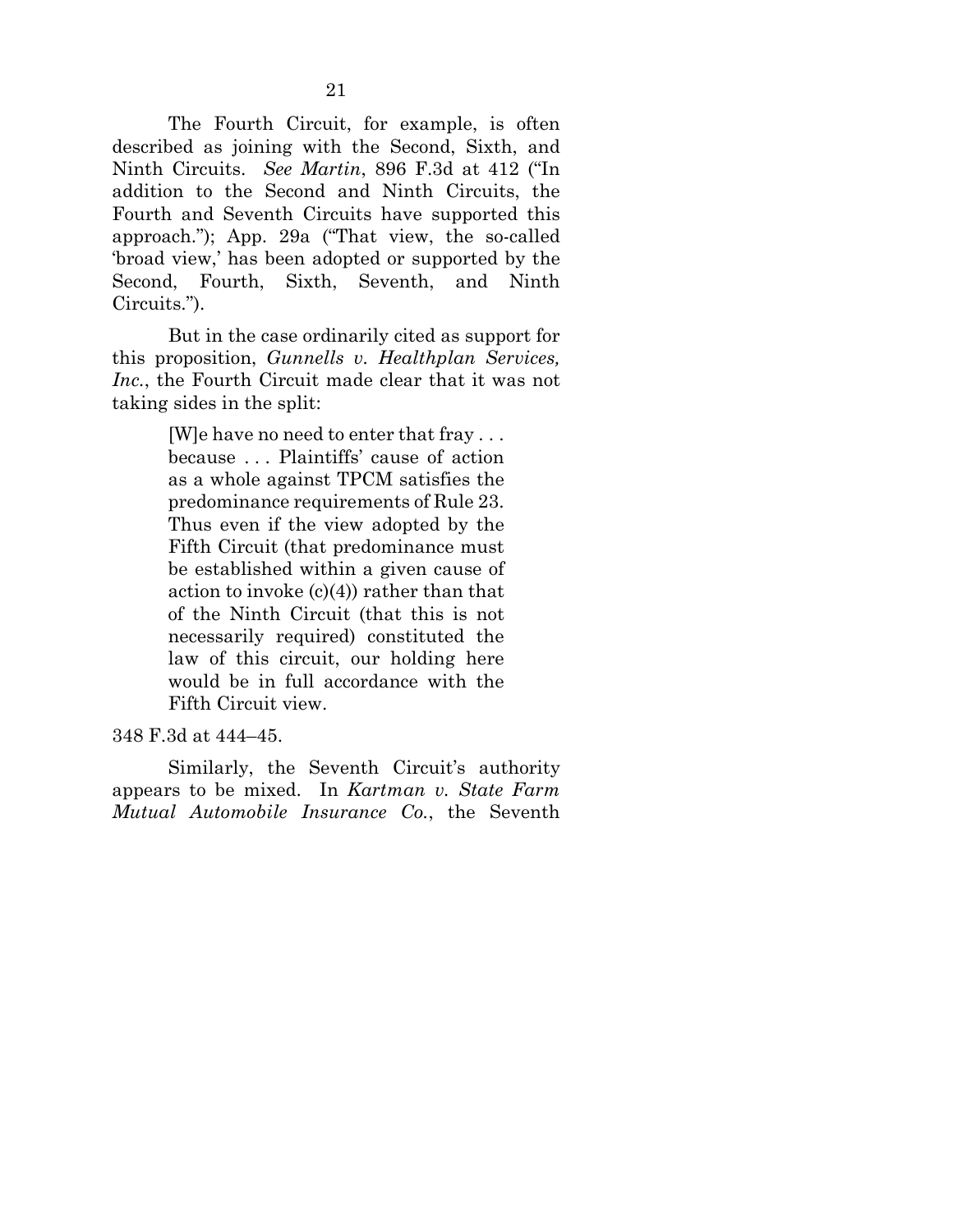The Fourth Circuit, for example, is often described as joining with the Second, Sixth, and Ninth Circuits. *See Martin*, 896 F.3d at 412 ("In addition to the Second and Ninth Circuits, the Fourth and Seventh Circuits have supported this approach."); App. 29a ("That view, the so-called 'broad view,' has been adopted or supported by the Second, Fourth, Sixth, Seventh, and Ninth Circuits.").

But in the case ordinarily cited as support for this proposition, *Gunnells v. Healthplan Services, Inc.*, the Fourth Circuit made clear that it was not taking sides in the split:

> [W]e have no need to enter that fray . . . because . . . Plaintiffs' cause of action as a whole against TPCM satisfies the predominance requirements of Rule 23. Thus even if the view adopted by the Fifth Circuit (that predominance must be established within a given cause of action to invoke (c)(4)) rather than that of the Ninth Circuit (that this is not necessarily required) constituted the law of this circuit, our holding here would be in full accordance with the Fifth Circuit view.

348 F.3d at 444–45.

Similarly, the Seventh Circuit's authority appears to be mixed. In *Kartman v. State Farm Mutual Automobile Insurance Co.*, the Seventh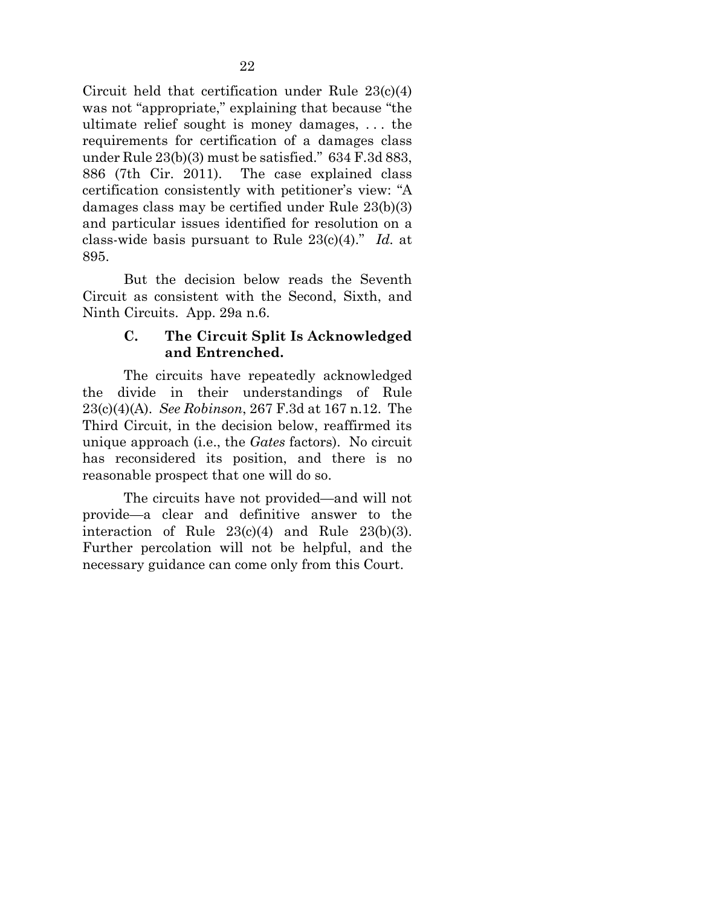Circuit held that certification under Rule 23(c)(4) was not "appropriate," explaining that because "the ultimate relief sought is money damages, . . . the requirements for certification of a damages class under Rule 23(b)(3) must be satisfied." 634 F.3d 883, 886 (7th Cir. 2011). The case explained class certification consistently with petitioner's view: "A damages class may be certified under Rule 23(b)(3) and particular issues identified for resolution on a class-wide basis pursuant to Rule 23(c)(4)." *Id.* at 895.

But the decision below reads the Seventh Circuit as consistent with the Second, Sixth, and Ninth Circuits. App. 29a n.6.

### C. The Circuit Split Is Acknowledged and Entrenched.

The circuits have repeatedly acknowledged the divide in their understandings of Rule 23(c)(4)(A). *See Robinson*, 267 F.3d at 167 n.12. The Third Circuit, in the decision below, reaffirmed its unique approach (i.e., the *Gates* factors). No circuit has reconsidered its position, and there is no reasonable prospect that one will do so.

The circuits have not provided—and will not provide—a clear and definitive answer to the interaction of Rule 23(c)(4) and Rule 23(b)(3). Further percolation will not be helpful, and the necessary guidance can come only from this Court.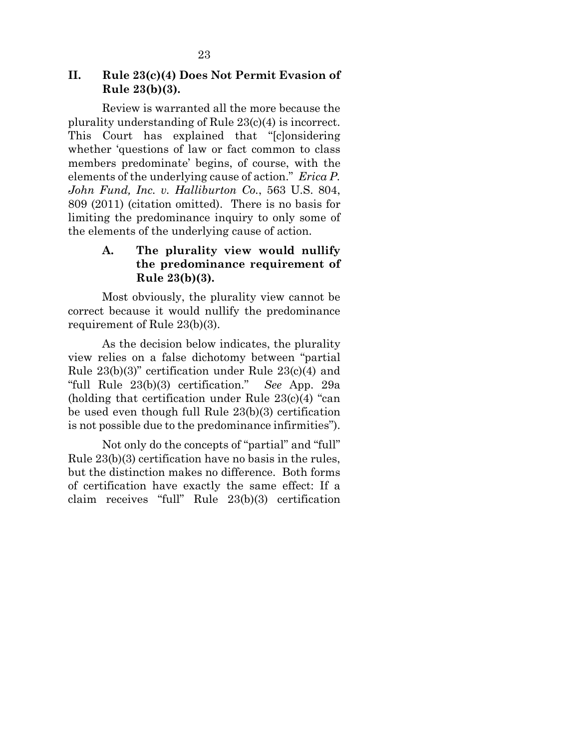## II. Rule 23(c)(4) Does Not Permit Evasion of Rule 23(b)(3).

Review is warranted all the more because the plurality understanding of Rule 23(c)(4) is incorrect. This Court has explained that "[c]onsidering whether 'questions of law or fact common to class members predominate' begins, of course, with the elements of the underlying cause of action." *Erica P. John Fund, Inc. v. Halliburton Co.*, 563 U.S. 804, 809 (2011) (citation omitted). There is no basis for limiting the predominance inquiry to only some of the elements of the underlying cause of action.

### A. The plurality view would nullify the predominance requirement of Rule 23(b)(3).

Most obviously, the plurality view cannot be correct because it would nullify the predominance requirement of Rule 23(b)(3).

As the decision below indicates, the plurality view relies on a false dichotomy between "partial Rule 23(b)(3)" certification under Rule 23(c)(4) and "full Rule 23(b)(3) certification." *See* App. 29a (holding that certification under Rule 23(c)(4) "can be used even though full Rule 23(b)(3) certification is not possible due to the predominance infirmities").

Not only do the concepts of "partial" and "full" Rule 23(b)(3) certification have no basis in the rules, but the distinction makes no difference. Both forms of certification have exactly the same effect: If a claim receives "full" Rule 23(b)(3) certification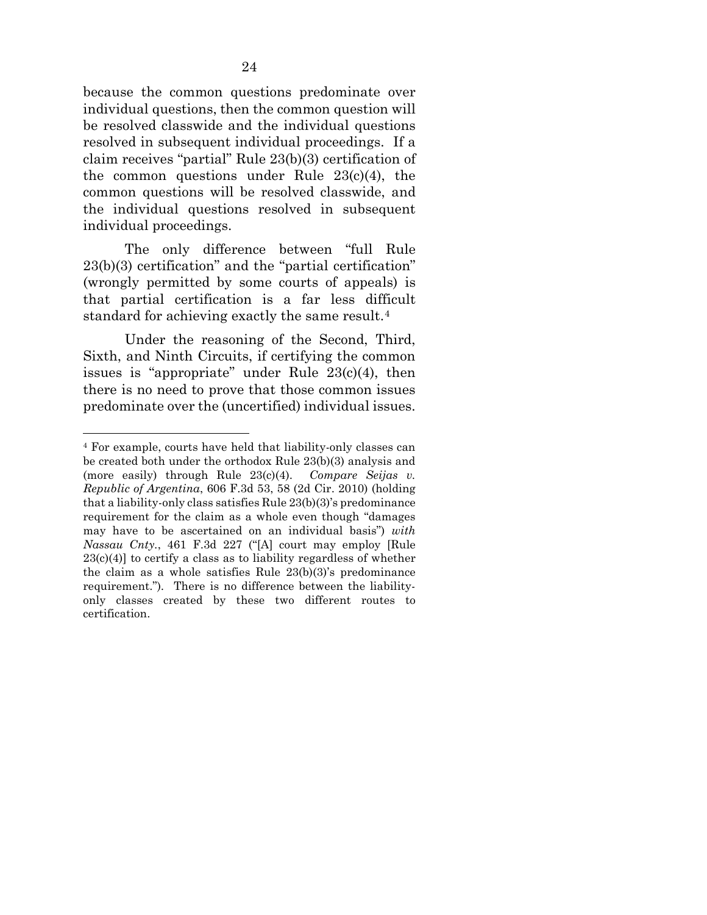because the common questions predominate over individual questions, then the common question will be resolved classwide and the individual questions resolved in subsequent individual proceedings. If a claim receives "partial" Rule 23(b)(3) certification of the common questions under Rule 23(c)(4), the common questions will be resolved classwide, and the individual questions resolved in subsequent individual proceedings.

The only difference between "full Rule 23(b)(3) certification" and the "partial certification" (wrongly permitted by some courts of appeals) is that partial certification is a far less difficult standard for achieving exactly the same result.[4]

Under the reasoning of the Second, Third, Sixth, and Ninth Circuits, if certifying the common issues is "appropriate" under Rule 23(c)(4), then there is no need to prove that those common issues predominate over the (uncertified) individual issues.

---

[4] For example, courts have held that liability-only classes can be created both under the orthodox Rule 23(b)(3) analysis and (more easily) through Rule 23(c)(4). *Compare Seijas v. Republic of Argentina*, 606 F.3d 53, 58 (2d Cir. 2010) (holding that a liability-only class satisfies Rule 23(b)(3)'s predominance requirement for the claim as a whole even though "damages may have to be ascertained on an individual basis") *with Nassau Cnty.*, 461 F.3d 227 ("[A] court may employ [Rule 23(c)(4)] to certify a class as to liability regardless of whether the claim as a whole satisfies Rule 23(b)(3)'s predominance requirement."). There is no difference between the liability-only classes created by these two different routes to certification.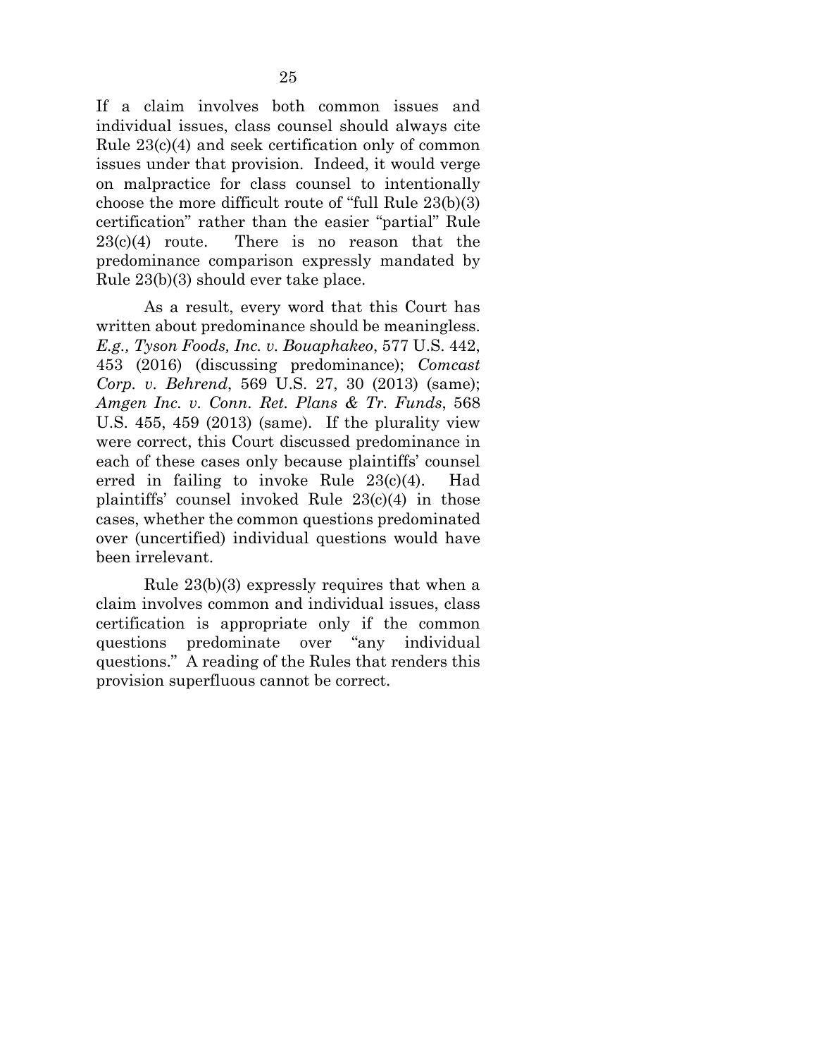If a claim involves both common issues and individual issues, class counsel should always cite Rule 23(c)(4) and seek certification only of common issues under that provision. Indeed, it would verge on malpractice for class counsel to intentionally choose the more difficult route of "full Rule 23(b)(3) certification" rather than the easier "partial" Rule 23(c)(4) route. There is no reason that the predominance comparison expressly mandated by Rule 23(b)(3) should ever take place.

As a result, every word that this Court has written about predominance should be meaningless. *E.g., Tyson Foods, Inc. v. Bouaphakeo*, 577 U.S. 442, 453 (2016) (discussing predominance); *Comcast Corp. v. Behrend*, 569 U.S. 27, 30 (2013) (same); *Amgen Inc. v. Conn. Ret. Plans & Tr. Funds*, 568 U.S. 455, 459 (2013) (same). If the plurality view were correct, this Court discussed predominance in each of these cases only because plaintiffs' counsel erred in failing to invoke Rule 23(c)(4). Had plaintiffs' counsel invoked Rule 23(c)(4) in those cases, whether the common questions predominated over (uncertified) individual questions would have been irrelevant.

Rule 23(b)(3) expressly requires that when a claim involves common and individual issues, class certification is appropriate only if the common questions predominate over "any individual questions." A reading of the Rules that renders this provision superfluous cannot be correct.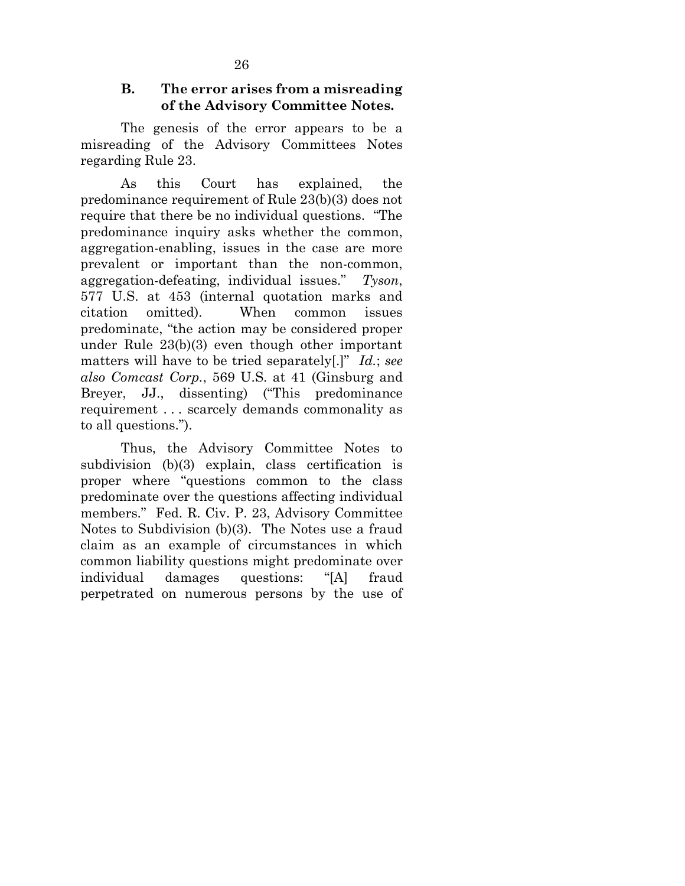### B. The error arises from a misreading of the Advisory Committee Notes.

The genesis of the error appears to be a misreading of the Advisory Committees Notes regarding Rule 23.

As this Court has explained, the predominance requirement of Rule 23(b)(3) does not require that there be no individual questions. "The predominance inquiry asks whether the common, aggregation-enabling, issues in the case are more prevalent or important than the non-common, aggregation-defeating, individual issues." *Tyson*, 577 U.S. at 453 (internal quotation marks and citation omitted). When common issues predominate, "the action may be considered proper under Rule 23(b)(3) even though other important matters will have to be tried separately[.]" *Id.*; *see also Comcast Corp.*, 569 U.S. at 41 (Ginsburg and Breyer, JJ., dissenting) ("This predominance requirement . . . scarcely demands commonality as to all questions.").

Thus, the Advisory Committee Notes to subdivision (b)(3) explain, class certification is proper where "questions common to the class predominate over the questions affecting individual members." Fed. R. Civ. P. 23, Advisory Committee Notes to Subdivision (b)(3). The Notes use a fraud claim as an example of circumstances in which common liability questions might predominate over individual damages questions: "[A] fraud perpetrated on numerous persons by the use of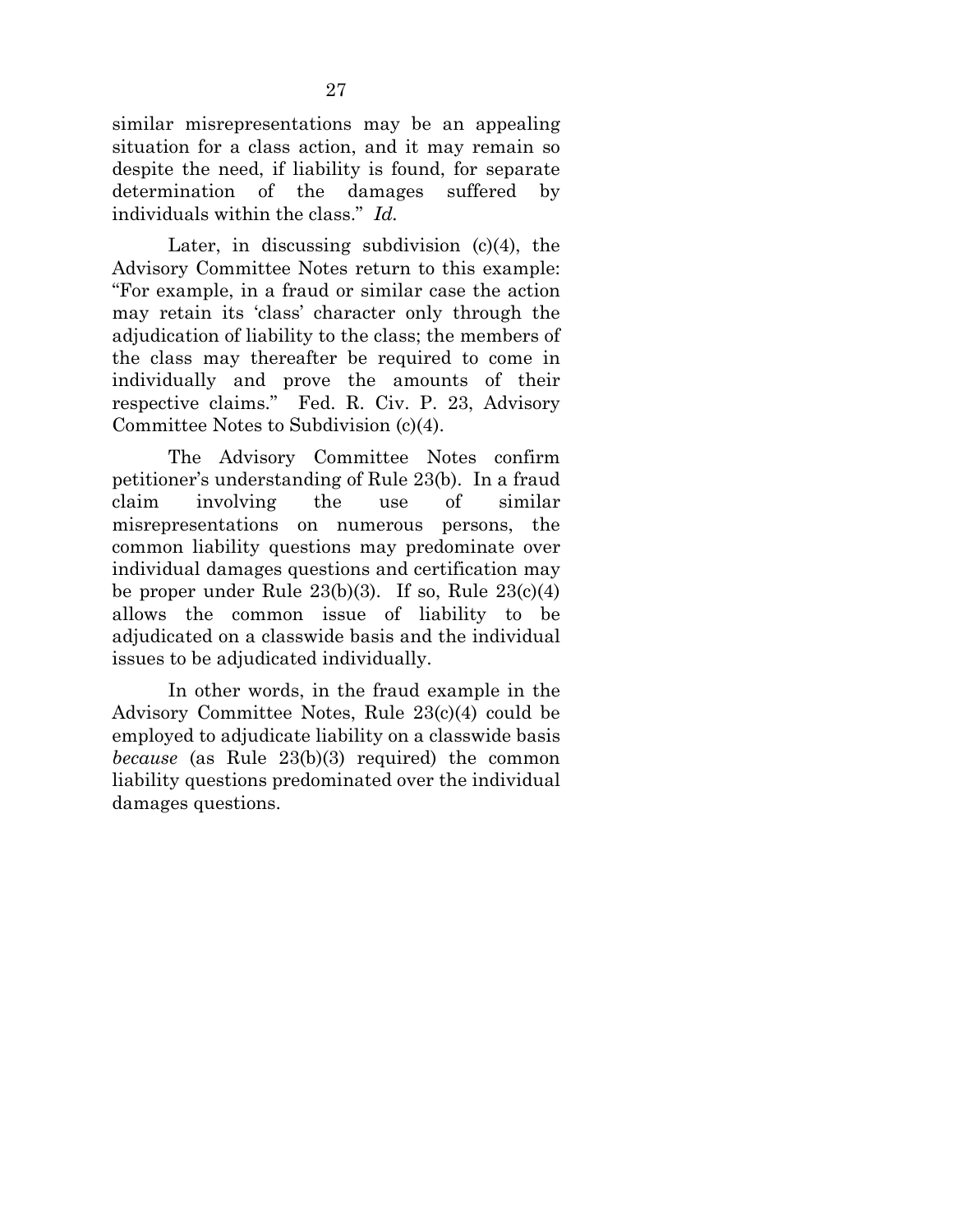similar misrepresentations may be an appealing situation for a class action, and it may remain so despite the need, if liability is found, for separate determination of the damages suffered by individuals within the class." *Id.*

Later, in discussing subdivision (c)(4), the Advisory Committee Notes return to this example: "For example, in a fraud or similar case the action may retain its 'class' character only through the adjudication of liability to the class; the members of the class may thereafter be required to come in individually and prove the amounts of their respective claims." Fed. R. Civ. P. 23, Advisory Committee Notes to Subdivision (c)(4).

The Advisory Committee Notes confirm petitioner's understanding of Rule 23(b). In a fraud claim involving the use of similar misrepresentations on numerous persons, the common liability questions may predominate over individual damages questions and certification may be proper under Rule 23(b)(3). If so, Rule 23(c)(4) allows the common issue of liability to be adjudicated on a classwide basis and the individual issues to be adjudicated individually.

In other words, in the fraud example in the Advisory Committee Notes, Rule 23(c)(4) could be employed to adjudicate liability on a classwide basis *because* (as Rule 23(b)(3) required) the common liability questions predominated over the individual damages questions.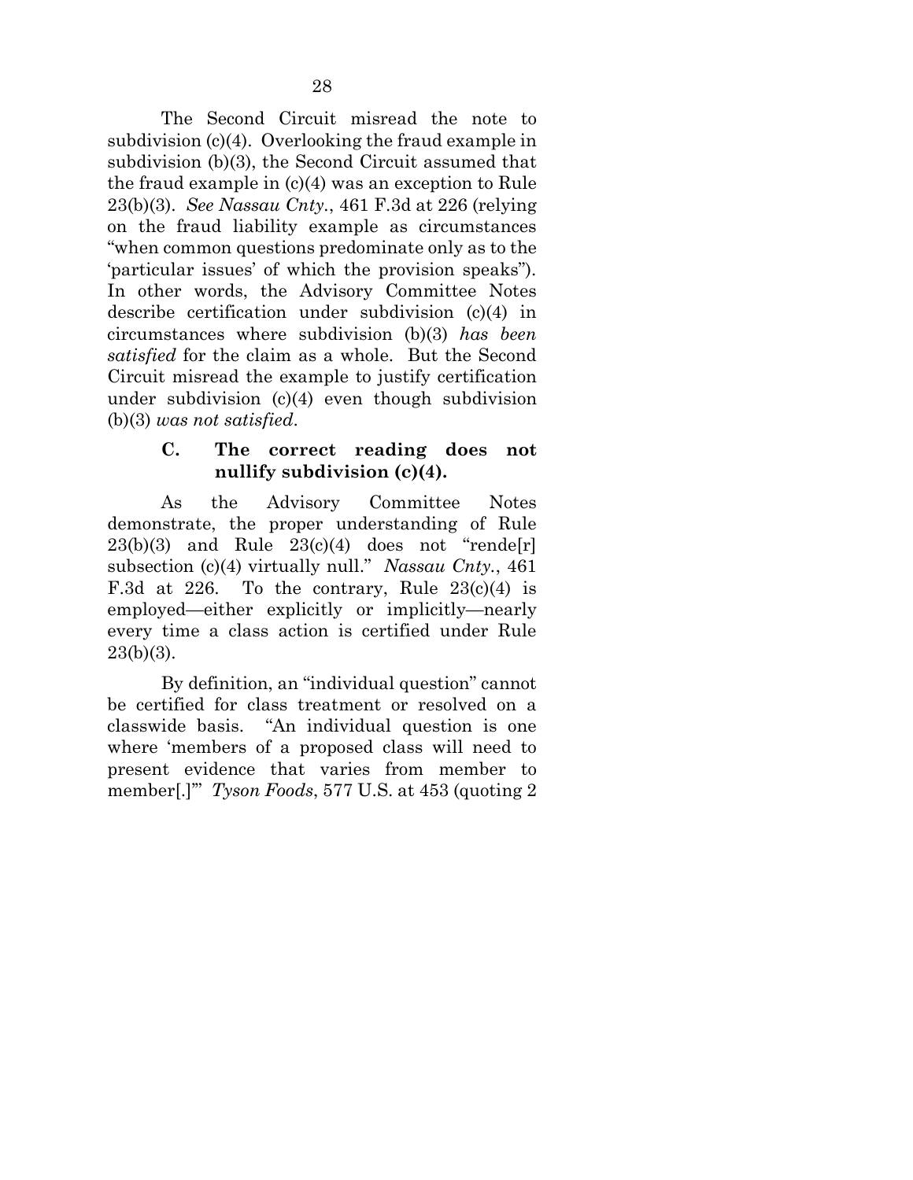The Second Circuit misread the note to subdivision (c)(4). Overlooking the fraud example in subdivision (b)(3), the Second Circuit assumed that the fraud example in (c)(4) was an exception to Rule 23(b)(3). *See Nassau Cnty.*, 461 F.3d at 226 (relying on the fraud liability example as circumstances "when common questions predominate only as to the 'particular issues' of which the provision speaks"). In other words, the Advisory Committee Notes describe certification under subdivision (c)(4) in circumstances where subdivision (b)(3) *has been satisfied* for the claim as a whole. But the Second Circuit misread the example to justify certification under subdivision (c)(4) even though subdivision (b)(3) *was not satisfied*.

### C. The correct reading does not nullify subdivision (c)(4).

As the Advisory Committee Notes demonstrate, the proper understanding of Rule 23(b)(3) and Rule 23(c)(4) does not "rende[r] subsection (c)(4) virtually null." *Nassau Cnty.*, 461 F.3d at 226. To the contrary, Rule 23(c)(4) is employed—either explicitly or implicitly—nearly every time a class action is certified under Rule 23(b)(3).

By definition, an "individual question" cannot be certified for class treatment or resolved on a classwide basis. "An individual question is one where 'members of a proposed class will need to present evidence that varies from member to member[.]'" *Tyson Foods*, 577 U.S. at 453 (quoting 2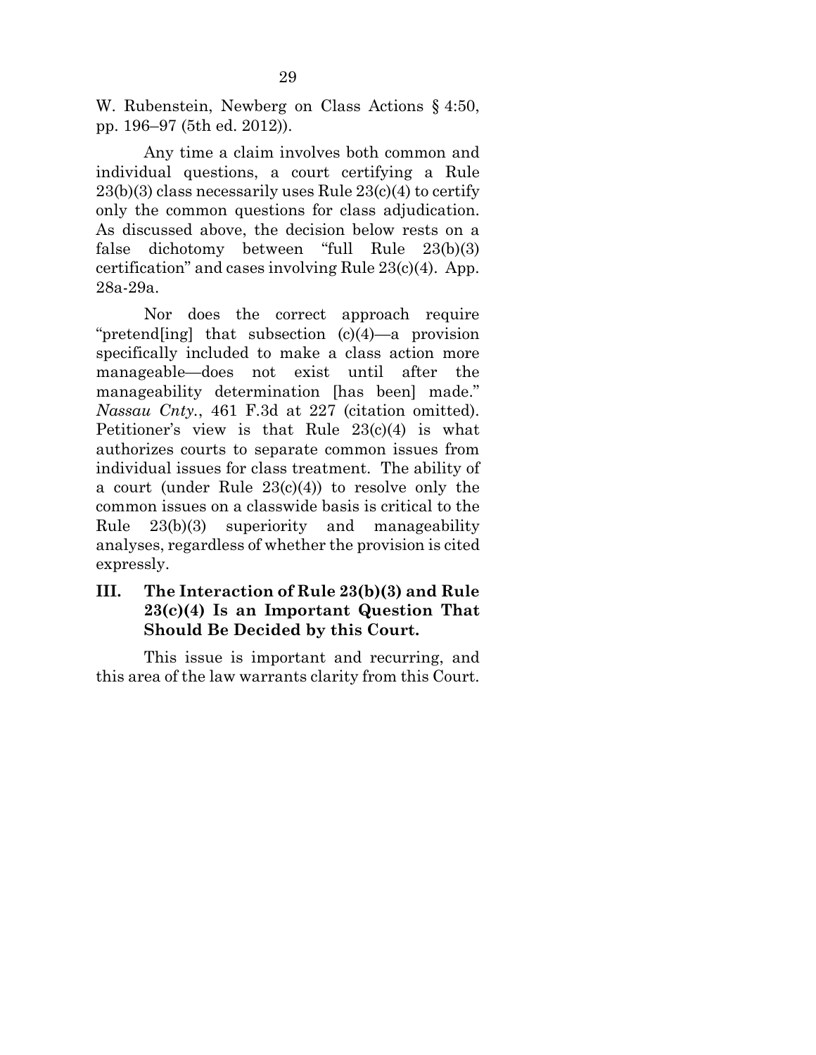W. Rubenstein, Newberg on Class Actions § 4:50, pp. 196–97 (5th ed. 2012)).

Any time a claim involves both common and individual questions, a court certifying a Rule 23(b)(3) class necessarily uses Rule 23(c)(4) to certify only the common questions for class adjudication. As discussed above, the decision below rests on a false dichotomy between "full Rule 23(b)(3) certification" and cases involving Rule 23(c)(4). App. 28a-29a.

Nor does the correct approach require "pretend[ing] that subsection (c)(4)—a provision specifically included to make a class action more manageable—does not exist until after the manageability determination [has been] made." *Nassau Cnty.*, 461 F.3d at 227 (citation omitted). Petitioner's view is that Rule 23(c)(4) is what authorizes courts to separate common issues from individual issues for class treatment. The ability of a court (under Rule 23(c)(4)) to resolve only the common issues on a classwide basis is critical to the Rule 23(b)(3) superiority and manageability analyses, regardless of whether the provision is cited expressly.

## III. The Interaction of Rule 23(b)(3) and Rule 23(c)(4) Is an Important Question That Should Be Decided by this Court.

This issue is important and recurring, and this area of the law warrants clarity from this Court.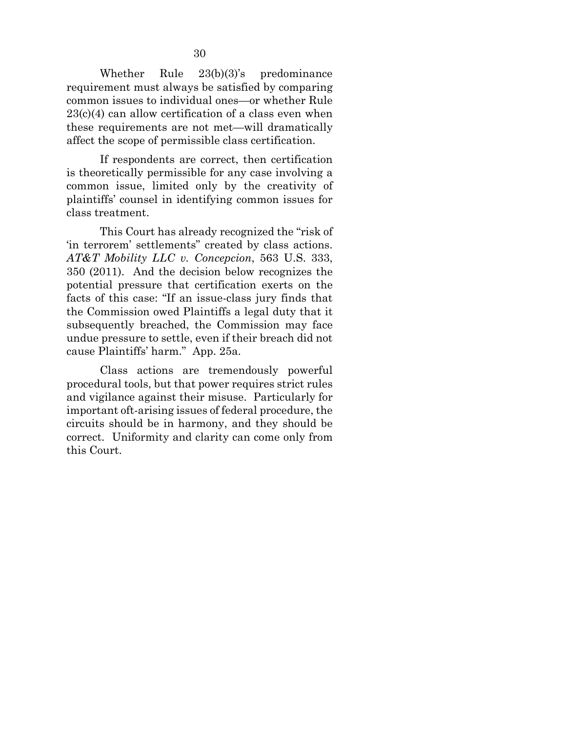Whether Rule 23(b)(3)'s predominance requirement must always be satisfied by comparing common issues to individual ones—or whether Rule 23(c)(4) can allow certification of a class even when these requirements are not met—will dramatically affect the scope of permissible class certification.

If respondents are correct, then certification is theoretically permissible for any case involving a common issue, limited only by the creativity of plaintiffs' counsel in identifying common issues for class treatment.

This Court has already recognized the "risk of 'in terrorem' settlements" created by class actions. *AT&T Mobility LLC v. Concepcion*, 563 U.S. 333, 350 (2011). And the decision below recognizes the potential pressure that certification exerts on the facts of this case: "If an issue-class jury finds that the Commission owed Plaintiffs a legal duty that it subsequently breached, the Commission may face undue pressure to settle, even if their breach did not cause Plaintiffs' harm." App. 25a.

Class actions are tremendously powerful procedural tools, but that power requires strict rules and vigilance against their misuse. Particularly for important oft-arising issues of federal procedure, the circuits should be in harmony, and they should be correct. Uniformity and clarity can come only from this Court.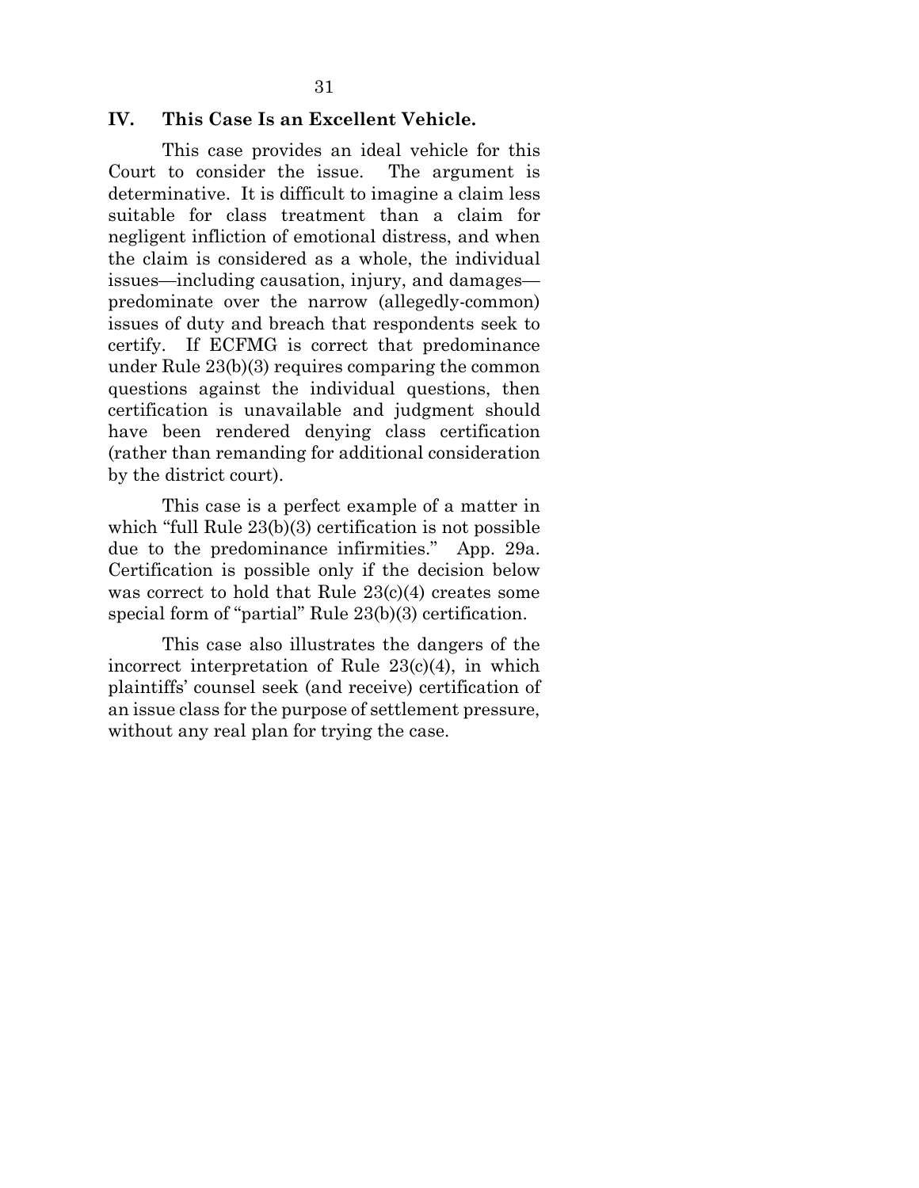## IV. This Case Is an Excellent Vehicle.

This case provides an ideal vehicle for this Court to consider the issue. The argument is determinative. It is difficult to imagine a claim less suitable for class treatment than a claim for negligent infliction of emotional distress, and when the claim is considered as a whole, the individual issues—including causation, injury, and damages—predominate over the narrow (allegedly-common) issues of duty and breach that respondents seek to certify. If ECFMG is correct that predominance under Rule 23(b)(3) requires comparing the common questions against the individual questions, then certification is unavailable and judgment should have been rendered denying class certification (rather than remanding for additional consideration by the district court).

This case is a perfect example of a matter in which "full Rule 23(b)(3) certification is not possible due to the predominance infirmities." App. 29a. Certification is possible only if the decision below was correct to hold that Rule 23(c)(4) creates some special form of "partial" Rule 23(b)(3) certification.

This case also illustrates the dangers of the incorrect interpretation of Rule 23(c)(4), in which plaintiffs' counsel seek (and receive) certification of an issue class for the purpose of settlement pressure, without any real plan for trying the case.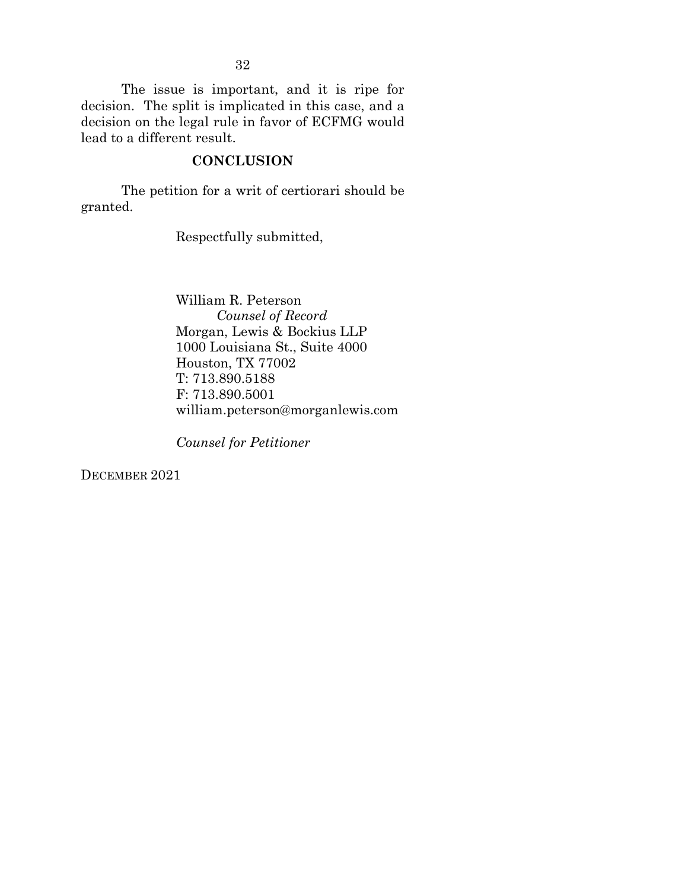The issue is important, and it is ripe for decision. The split is implicated in this case, and a decision on the legal rule in favor of ECFMG would lead to a different result.

## CONCLUSION

The petition for a writ of certiorari should be granted.

Respectfully submitted,

William R. Peterson
*Counsel of Record*
Morgan, Lewis & Bockius LLP
1000 Louisiana St., Suite 4000
Houston, TX 77002
T: 713.890.5188
F: 713.890.5001
william.peterson@morganlewis.com

*Counsel for Petitioner*

DECEMBER 2021